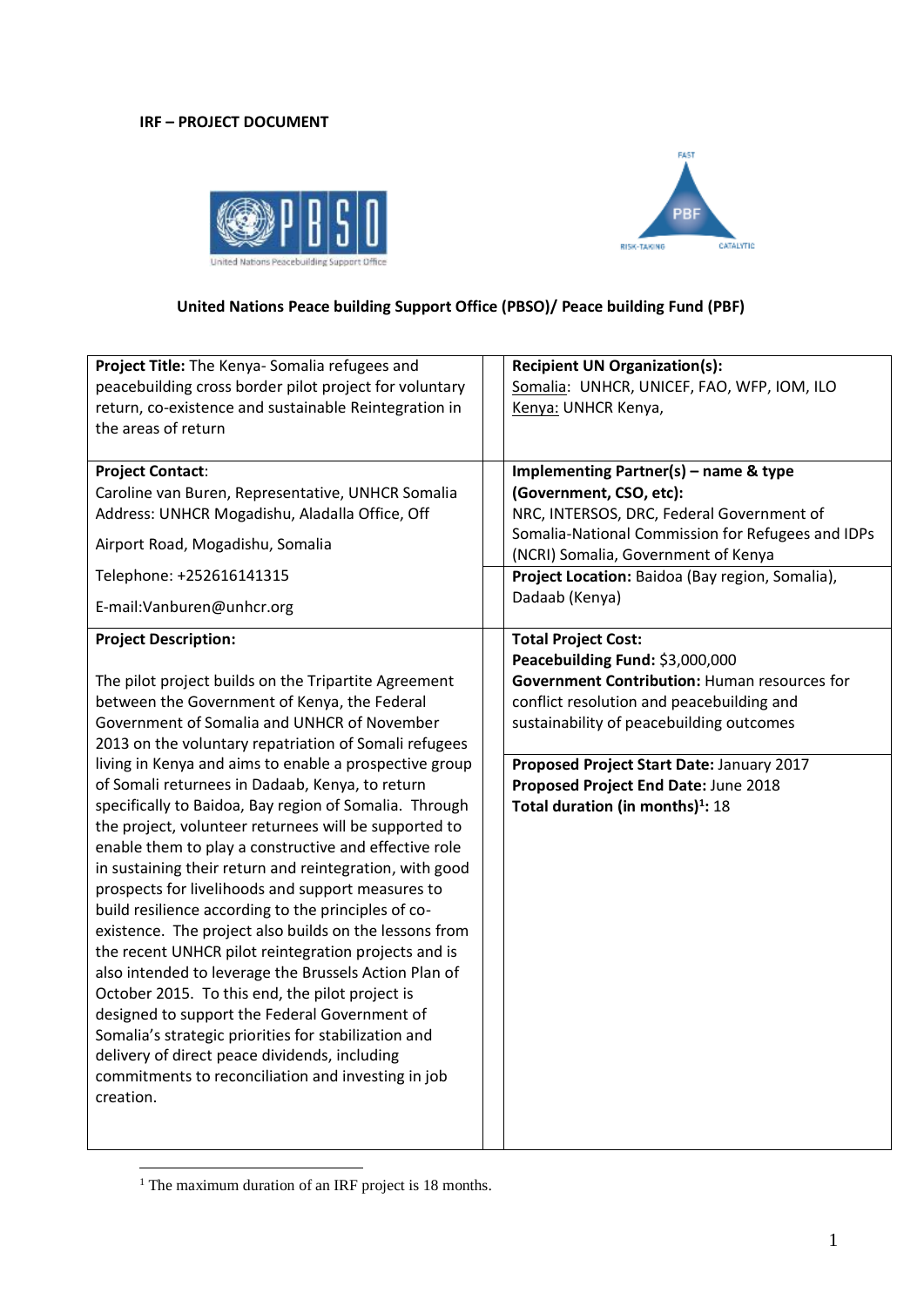**IRF – PROJECT DOCUMENT**

**United Nations Peace building Support Office (PBSO)/ Peace building Fund (PBF)**

| | |
|---|---|
| **Project Title:** The Kenya- Somalia refugees and peacebuilding cross border pilot project for voluntary return, co-existence and sustainable Reintegration in the areas of return | **Recipient UN Organization(s):** Somalia: UNHCR, UNICEF, FAO, WFP, IOM, ILO Kenya: UNHCR Kenya, |
| **Project Contact**: Caroline van Buren, Representative, UNHCR Somalia Address: UNHCR Mogadishu, Aladalla Office, Off Airport Road, Mogadishu, Somalia Telephone: +252616141315 E-mail:Vanburen@unhcr.org | **Implementing Partner(s) – name & type (Government, CSO, etc):** NRC, INTERSOS, DRC, Federal Government of Somalia-National Commission for Refugees and IDPs (NCRI) Somalia, Government of Kenya<br>**Project Location:** Baidoa (Bay region, Somalia), Dadaab (Kenya) |
| **Project Description:** The pilot project builds on the Tripartite Agreement between the Government of Kenya, the Federal Government of Somalia and UNHCR of November 2013 on the voluntary repatriation of Somali refugees living in Kenya and aims to enable a prospective group of Somali returnees in Dadaab, Kenya, to return specifically to Baidoa, Bay region of Somalia. Through the project, volunteer returnees will be supported to enable them to play a constructive and effective role in sustaining their return and reintegration, with good prospects for livelihoods and support measures to build resilience according to the principles of co-existence. The project also builds on the lessons from the recent UNHCR pilot reintegration projects and is also intended to leverage the Brussels Action Plan of October 2015. To this end, the pilot project is designed to support the Federal Government of Somalia's strategic priorities for stabilization and delivery of direct peace dividends, including commitments to reconciliation and investing in job creation. | **Total Project Cost:**<br>**Peacebuilding Fund:** \$3,000,000<br>**Government Contribution:** Human resources for conflict resolution and peacebuilding and sustainability of peacebuilding outcomes<br><br>**Proposed Project Start Date:** January 2017<br>**Proposed Project End Date:** June 2018<br>**Total duration (in months)**[1]**:** 18 |

[1] The maximum duration of an IRF project is 18 months.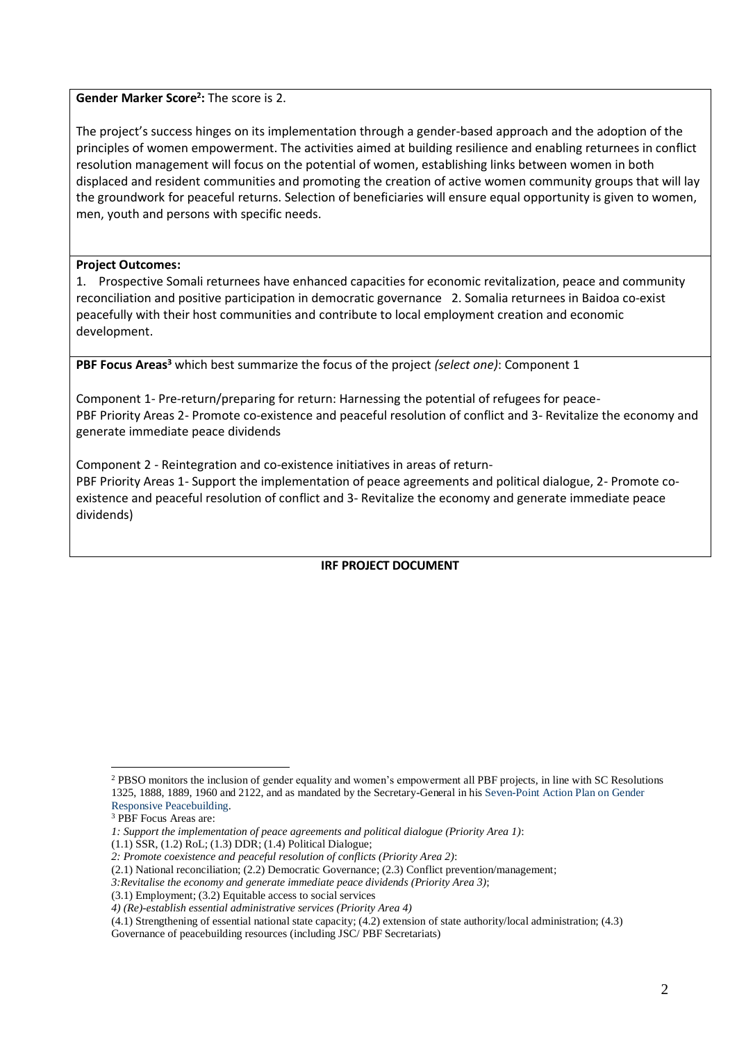**Gender Marker Score[2]:** The score is 2.

The project's success hinges on its implementation through a gender-based approach and the adoption of the principles of women empowerment. The activities aimed at building resilience and enabling returnees in conflict resolution management will focus on the potential of women, establishing links between women in both displaced and resident communities and promoting the creation of active women community groups that will lay the groundwork for peaceful returns. Selection of beneficiaries will ensure equal opportunity is given to women, men, youth and persons with specific needs.

**Project Outcomes:**

1. Prospective Somali returnees have enhanced capacities for economic revitalization, peace and community reconciliation and positive participation in democratic governance 2. Somalia returnees in Baidoa co-exist peacefully with their host communities and contribute to local employment creation and economic development.

**PBF Focus Areas[3]** which best summarize the focus of the project *(select one)*: Component 1

Component 1- Pre-return/preparing for return: Harnessing the potential of refugees for peace-
PBF Priority Areas 2- Promote co-existence and peaceful resolution of conflict and 3- Revitalize the economy and generate immediate peace dividends

Component 2 - Reintegration and co-existence initiatives in areas of return-
PBF Priority Areas 1- Support the implementation of peace agreements and political dialogue, 2- Promote co-existence and peaceful resolution of conflict and 3- Revitalize the economy and generate immediate peace dividends)

**IRF PROJECT DOCUMENT**

---

[2] PBSO monitors the inclusion of gender equality and women's empowerment all PBF projects, in line with SC Resolutions 1325, 1888, 1889, 1960 and 2122, and as mandated by the Secretary-General in his Seven-Point Action Plan on Gender Responsive Peacebuilding.

[3] PBF Focus Areas are:

*1: Support the implementation of peace agreements and political dialogue (Priority Area 1)*:
(1.1) SSR, (1.2) RoL; (1.3) DDR; (1.4) Political Dialogue;

*2: Promote coexistence and peaceful resolution of conflicts (Priority Area 2)*:
(2.1) National reconciliation; (2.2) Democratic Governance; (2.3) Conflict prevention/management;

*3:Revitalise the economy and generate immediate peace dividends (Priority Area 3)*;
(3.1) Employment; (3.2) Equitable access to social services

*4) (Re)-establish essential administrative services (Priority Area 4)*
(4.1) Strengthening of essential national state capacity; (4.2) extension of state authority/local administration; (4.3) Governance of peacebuilding resources (including JSC/ PBF Secretariats)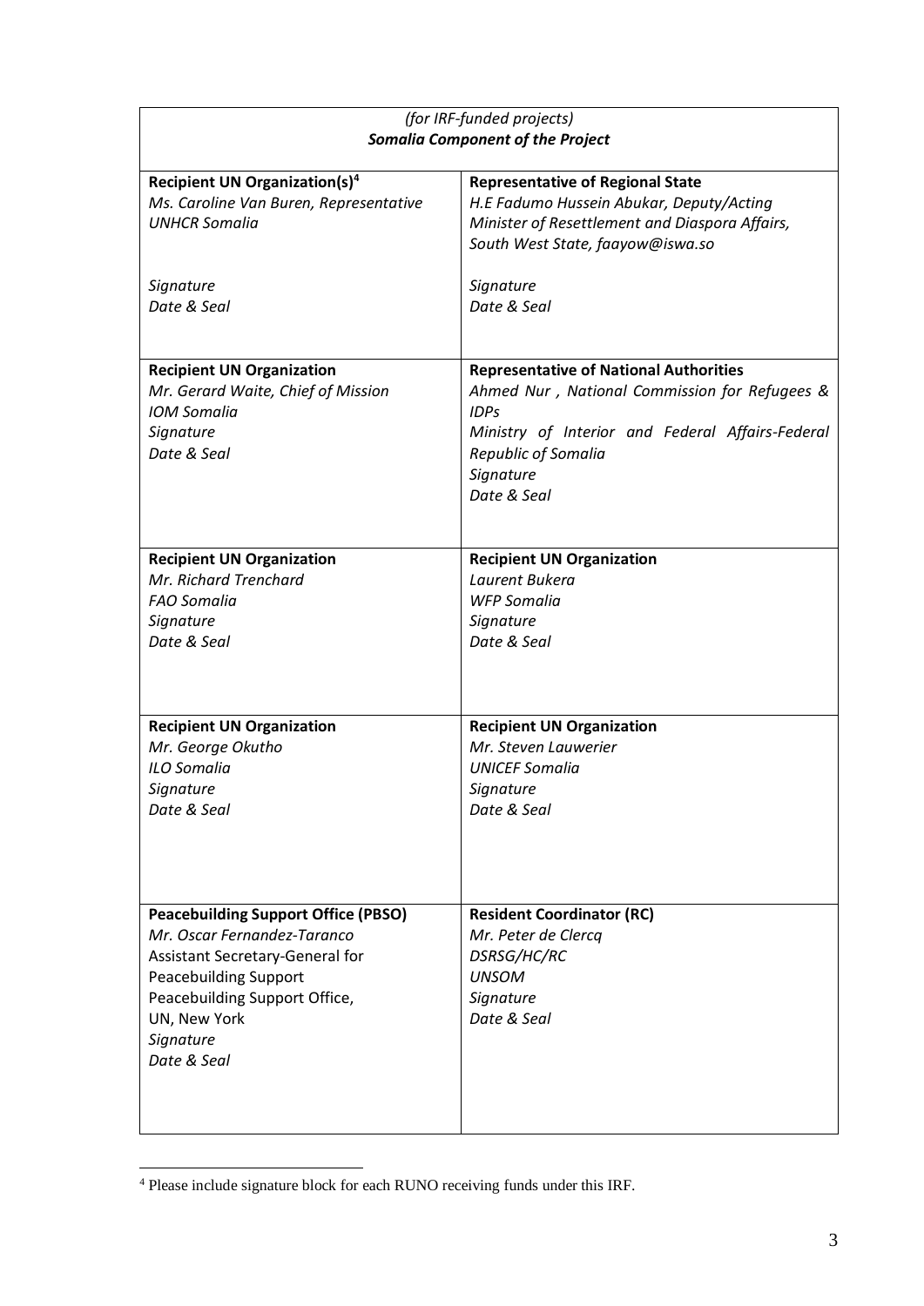| *(for IRF-funded projects)*<br>***Somalia Component of the Project*** | |
|---|---|
| **Recipient UN Organization(s)**[4]<br>*Ms. Caroline Van Buren, Representative*<br>*UNHCR Somalia*<br><br>*Signature*<br>*Date & Seal* | **Representative of Regional State**<br>*H.E Fadumo Hussein Abukar, Deputy/Acting Minister of Resettlement and Diaspora Affairs, South West State, faayow@iswa.so*<br><br>*Signature*<br>*Date & Seal* |
| **Recipient UN Organization**<br>*Mr. Gerard Waite, Chief of Mission*<br>*IOM Somalia*<br>*Signature*<br>*Date & Seal* | **Representative of National Authorities**<br>*Ahmed Nur , National Commission for Refugees & IDPs*<br>*Ministry of Interior and Federal Affairs-Federal Republic of Somalia*<br>*Signature*<br>*Date & Seal* |
| **Recipient UN Organization**<br>*Mr. Richard Trenchard*<br>*FAO Somalia*<br>*Signature*<br>*Date & Seal* | **Recipient UN Organization**<br>*Laurent Bukera*<br>*WFP Somalia*<br>*Signature*<br>*Date & Seal* |
| **Recipient UN Organization**<br>*Mr. George Okutho*<br>*ILO Somalia*<br>*Signature*<br>*Date & Seal* | **Recipient UN Organization**<br>*Mr. Steven Lauwerier*<br>*UNICEF Somalia*<br>*Signature*<br>*Date & Seal* |
| **Peacebuilding Support Office (PBSO)**<br>*Mr. Oscar Fernandez-Taranco*<br>Assistant Secretary-General for Peacebuilding Support<br>Peacebuilding Support Office, UN, New York<br>*Signature*<br>*Date & Seal* | **Resident Coordinator (RC)**<br>*Mr. Peter de Clercq*<br>*DSRSG/HC/RC*<br>*UNSOM*<br>*Signature*<br>*Date & Seal* |

[4] Please include signature block for each RUNO receiving funds under this IRF.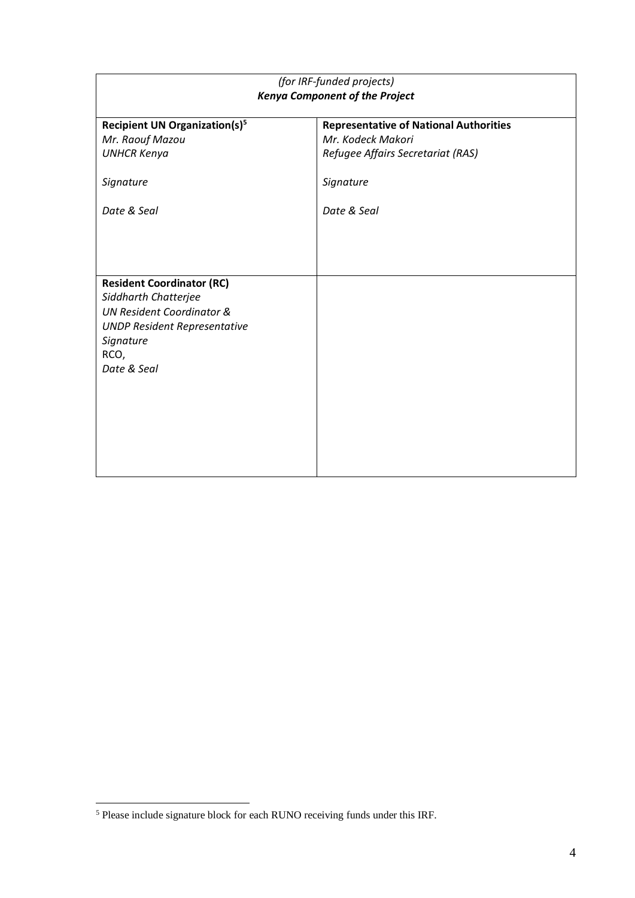| *(for IRF-funded projects)*<br>***Kenya Component of the Project*** | |
|---|---|
| **Recipient UN Organization(s)**[5]<br>*Mr. Raouf Mazou*<br>*UNHCR Kenya*<br><br>*Signature*<br><br>*Date & Seal* | **Representative of National Authorities**<br>*Mr. Kodeck Makori*<br>*Refugee Affairs Secretariat (RAS)*<br><br>*Signature*<br><br>*Date & Seal* |
| **Resident Coordinator (RC)**<br>*Siddharth Chatterjee*<br>*UN Resident Coordinator &*<br>*UNDP Resident Representative*<br>*Signature*<br>RCO,<br>*Date & Seal* | |

[5] Please include signature block for each RUNO receiving funds under this IRF.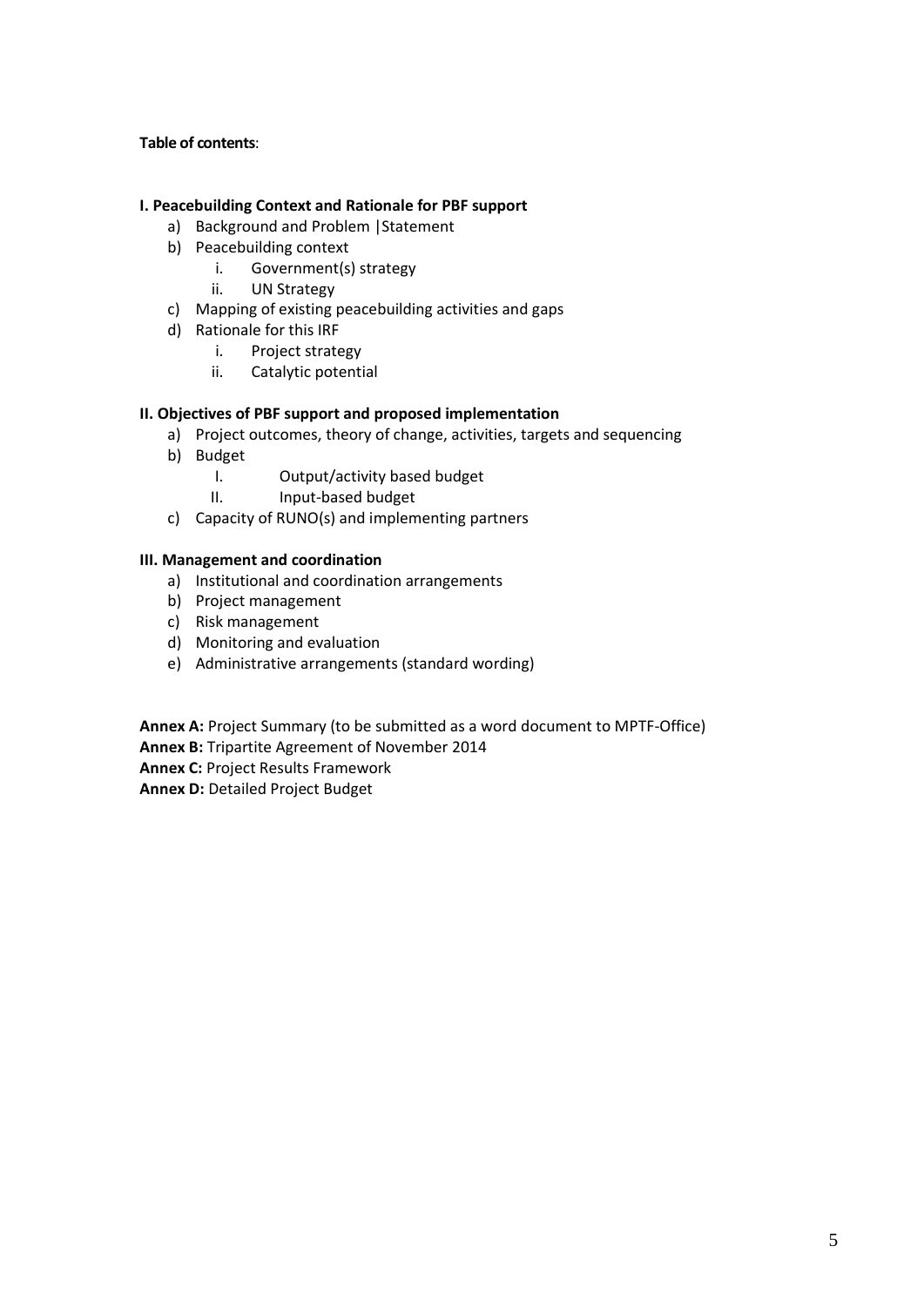**Table of contents**:

**I. Peacebuilding Context and Rationale for PBF support**

a) Background and Problem |Statement
b) Peacebuilding context
    i. Government(s) strategy
    ii. UN Strategy
c) Mapping of existing peacebuilding activities and gaps
d) Rationale for this IRF
    i. Project strategy
    ii. Catalytic potential

**II. Objectives of PBF support and proposed implementation**

a) Project outcomes, theory of change, activities, targets and sequencing
b) Budget
    I. Output/activity based budget
    II. Input-based budget
c) Capacity of RUNO(s) and implementing partners

**III. Management and coordination**

a) Institutional and coordination arrangements
b) Project management
c) Risk management
d) Monitoring and evaluation
e) Administrative arrangements (standard wording)

**Annex A:** Project Summary (to be submitted as a word document to MPTF-Office)
**Annex B:** Tripartite Agreement of November 2014
**Annex C:** Project Results Framework
**Annex D:** Detailed Project Budget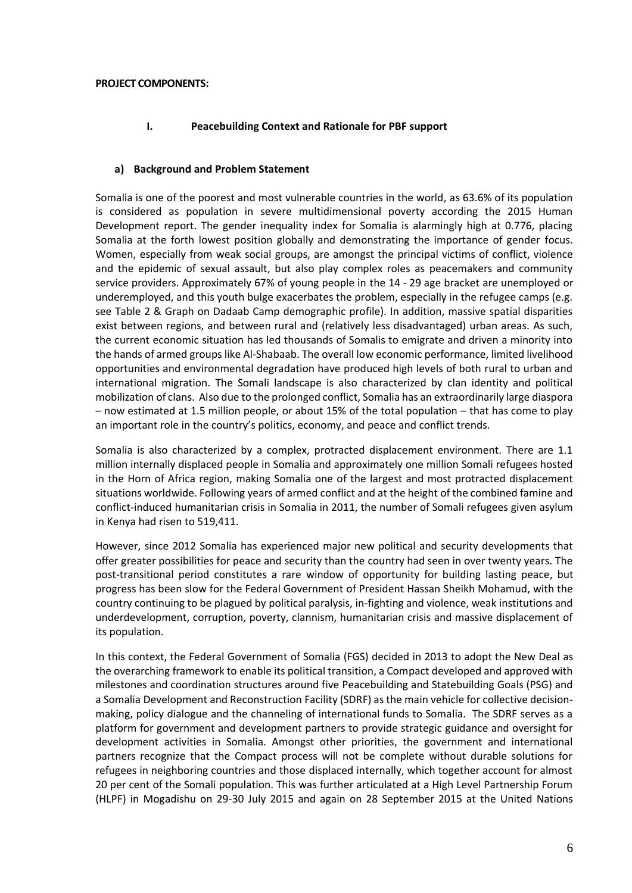**PROJECT COMPONENTS:**

## I. Peacebuilding Context and Rationale for PBF support

### a) Background and Problem Statement

Somalia is one of the poorest and most vulnerable countries in the world, as 63.6% of its population is considered as population in severe multidimensional poverty according the 2015 Human Development report. The gender inequality index for Somalia is alarmingly high at 0.776, placing Somalia at the forth lowest position globally and demonstrating the importance of gender focus. Women, especially from weak social groups, are amongst the principal victims of conflict, violence and the epidemic of sexual assault, but also play complex roles as peacemakers and community service providers. Approximately 67% of young people in the 14 - 29 age bracket are unemployed or underemployed, and this youth bulge exacerbates the problem, especially in the refugee camps (e.g. see Table 2 & Graph on Dadaab Camp demographic profile). In addition, massive spatial disparities exist between regions, and between rural and (relatively less disadvantaged) urban areas. As such, the current economic situation has led thousands of Somalis to emigrate and driven a minority into the hands of armed groups like Al-Shabaab. The overall low economic performance, limited livelihood opportunities and environmental degradation have produced high levels of both rural to urban and international migration. The Somali landscape is also characterized by clan identity and political mobilization of clans. Also due to the prolonged conflict, Somalia has an extraordinarily large diaspora – now estimated at 1.5 million people, or about 15% of the total population – that has come to play an important role in the country's politics, economy, and peace and conflict trends.

Somalia is also characterized by a complex, protracted displacement environment. There are 1.1 million internally displaced people in Somalia and approximately one million Somali refugees hosted in the Horn of Africa region, making Somalia one of the largest and most protracted displacement situations worldwide. Following years of armed conflict and at the height of the combined famine and conflict-induced humanitarian crisis in Somalia in 2011, the number of Somali refugees given asylum in Kenya had risen to 519,411.

However, since 2012 Somalia has experienced major new political and security developments that offer greater possibilities for peace and security than the country had seen in over twenty years. The post-transitional period constitutes a rare window of opportunity for building lasting peace, but progress has been slow for the Federal Government of President Hassan Sheikh Mohamud, with the country continuing to be plagued by political paralysis, in-fighting and violence, weak institutions and underdevelopment, corruption, poverty, clannism, humanitarian crisis and massive displacement of its population.

In this context, the Federal Government of Somalia (FGS) decided in 2013 to adopt the New Deal as the overarching framework to enable its political transition, a Compact developed and approved with milestones and coordination structures around five Peacebuilding and Statebuilding Goals (PSG) and a Somalia Development and Reconstruction Facility (SDRF) as the main vehicle for collective decision-making, policy dialogue and the channeling of international funds to Somalia. The SDRF serves as a platform for government and development partners to provide strategic guidance and oversight for development activities in Somalia. Amongst other priorities, the government and international partners recognize that the Compact process will not be complete without durable solutions for refugees in neighboring countries and those displaced internally, which together account for almost 20 per cent of the Somali population. This was further articulated at a High Level Partnership Forum (HLPF) in Mogadishu on 29-30 July 2015 and again on 28 September 2015 at the United Nations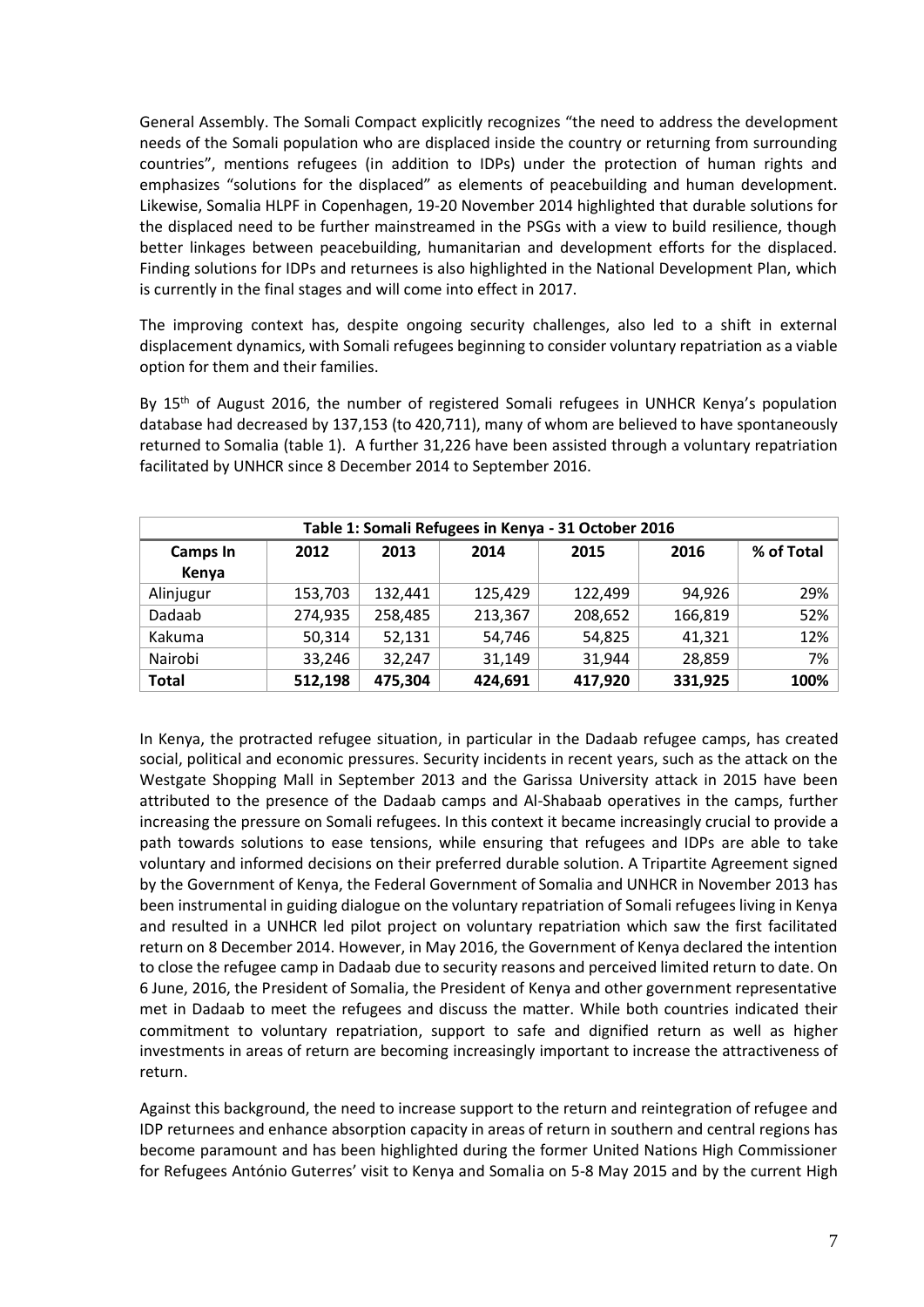General Assembly. The Somali Compact explicitly recognizes "the need to address the development needs of the Somali population who are displaced inside the country or returning from surrounding countries", mentions refugees (in addition to IDPs) under the protection of human rights and emphasizes "solutions for the displaced" as elements of peacebuilding and human development. Likewise, Somalia HLPF in Copenhagen, 19-20 November 2014 highlighted that durable solutions for the displaced need to be further mainstreamed in the PSGs with a view to build resilience, though better linkages between peacebuilding, humanitarian and development efforts for the displaced. Finding solutions for IDPs and returnees is also highlighted in the National Development Plan, which is currently in the final stages and will come into effect in 2017.

The improving context has, despite ongoing security challenges, also led to a shift in external displacement dynamics, with Somali refugees beginning to consider voluntary repatriation as a viable option for them and their families.

By 15th of August 2016, the number of registered Somali refugees in UNHCR Kenya's population database had decreased by 137,153 (to 420,711), many of whom are believed to have spontaneously returned to Somalia (table 1). A further 31,226 have been assisted through a voluntary repatriation facilitated by UNHCR since 8 December 2014 to September 2016.

| Table 1: Somali Refugees in Kenya - 31 October 2016 | | | | | | |
|---|---|---|---|---|---|---|
| **Camps In Kenya** | **2012** | **2013** | **2014** | **2015** | **2016** | **% of Total** |
| Alinjugur | 153,703 | 132,441 | 125,429 | 122,499 | 94,926 | 29% |
| Dadaab | 274,935 | 258,485 | 213,367 | 208,652 | 166,819 | 52% |
| Kakuma | 50,314 | 52,131 | 54,746 | 54,825 | 41,321 | 12% |
| Nairobi | 33,246 | 32,247 | 31,149 | 31,944 | 28,859 | 7% |
| **Total** | **512,198** | **475,304** | **424,691** | **417,920** | **331,925** | **100%** |

In Kenya, the protracted refugee situation, in particular in the Dadaab refugee camps, has created social, political and economic pressures. Security incidents in recent years, such as the attack on the Westgate Shopping Mall in September 2013 and the Garissa University attack in 2015 have been attributed to the presence of the Dadaab camps and Al-Shabaab operatives in the camps, further increasing the pressure on Somali refugees. In this context it became increasingly crucial to provide a path towards solutions to ease tensions, while ensuring that refugees and IDPs are able to take voluntary and informed decisions on their preferred durable solution. A Tripartite Agreement signed by the Government of Kenya, the Federal Government of Somalia and UNHCR in November 2013 has been instrumental in guiding dialogue on the voluntary repatriation of Somali refugees living in Kenya and resulted in a UNHCR led pilot project on voluntary repatriation which saw the first facilitated return on 8 December 2014. However, in May 2016, the Government of Kenya declared the intention to close the refugee camp in Dadaab due to security reasons and perceived limited return to date. On 6 June, 2016, the President of Somalia, the President of Kenya and other government representative met in Dadaab to meet the refugees and discuss the matter. While both countries indicated their commitment to voluntary repatriation, support to safe and dignified return as well as higher investments in areas of return are becoming increasingly important to increase the attractiveness of return.

Against this background, the need to increase support to the return and reintegration of refugee and IDP returnees and enhance absorption capacity in areas of return in southern and central regions has become paramount and has been highlighted during the former United Nations High Commissioner for Refugees António Guterres' visit to Kenya and Somalia on 5-8 May 2015 and by the current High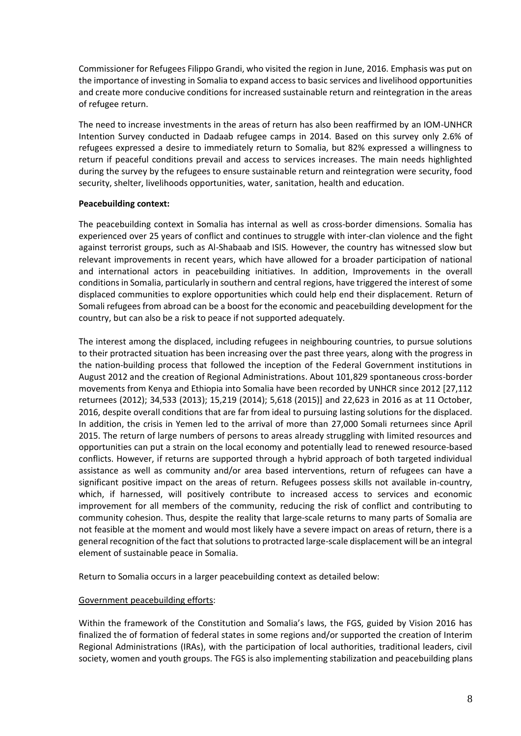Commissioner for Refugees Filippo Grandi, who visited the region in June, 2016. Emphasis was put on the importance of investing in Somalia to expand access to basic services and livelihood opportunities and create more conducive conditions for increased sustainable return and reintegration in the areas of refugee return.

The need to increase investments in the areas of return has also been reaffirmed by an IOM-UNHCR Intention Survey conducted in Dadaab refugee camps in 2014. Based on this survey only 2.6% of refugees expressed a desire to immediately return to Somalia, but 82% expressed a willingness to return if peaceful conditions prevail and access to services increases. The main needs highlighted during the survey by the refugees to ensure sustainable return and reintegration were security, food security, shelter, livelihoods opportunities, water, sanitation, health and education.

**Peacebuilding context:**

The peacebuilding context in Somalia has internal as well as cross-border dimensions. Somalia has experienced over 25 years of conflict and continues to struggle with inter-clan violence and the fight against terrorist groups, such as Al-Shabaab and ISIS. However, the country has witnessed slow but relevant improvements in recent years, which have allowed for a broader participation of national and international actors in peacebuilding initiatives. In addition, Improvements in the overall conditions in Somalia, particularly in southern and central regions, have triggered the interest of some displaced communities to explore opportunities which could help end their displacement. Return of Somali refugees from abroad can be a boost for the economic and peacebuilding development for the country, but can also be a risk to peace if not supported adequately.

The interest among the displaced, including refugees in neighbouring countries, to pursue solutions to their protracted situation has been increasing over the past three years, along with the progress in the nation-building process that followed the inception of the Federal Government institutions in August 2012 and the creation of Regional Administrations. About 101,829 spontaneous cross-border movements from Kenya and Ethiopia into Somalia have been recorded by UNHCR since 2012 [27,112 returnees (2012); 34,533 (2013); 15,219 (2014); 5,618 (2015)] and 22,623 in 2016 as at 11 October, 2016, despite overall conditions that are far from ideal to pursuing lasting solutions for the displaced. In addition, the crisis in Yemen led to the arrival of more than 27,000 Somali returnees since April 2015. The return of large numbers of persons to areas already struggling with limited resources and opportunities can put a strain on the local economy and potentially lead to renewed resource-based conflicts. However, if returns are supported through a hybrid approach of both targeted individual assistance as well as community and/or area based interventions, return of refugees can have a significant positive impact on the areas of return. Refugees possess skills not available in-country, which, if harnessed, will positively contribute to increased access to services and economic improvement for all members of the community, reducing the risk of conflict and contributing to community cohesion. Thus, despite the reality that large-scale returns to many parts of Somalia are not feasible at the moment and would most likely have a severe impact on areas of return, there is a general recognition of the fact that solutions to protracted large-scale displacement will be an integral element of sustainable peace in Somalia.

Return to Somalia occurs in a larger peacebuilding context as detailed below:

<u>Government peacebuilding efforts</u>:

Within the framework of the Constitution and Somalia's laws, the FGS, guided by Vision 2016 has finalized the of formation of federal states in some regions and/or supported the creation of Interim Regional Administrations (IRAs), with the participation of local authorities, traditional leaders, civil society, women and youth groups. The FGS is also implementing stabilization and peacebuilding plans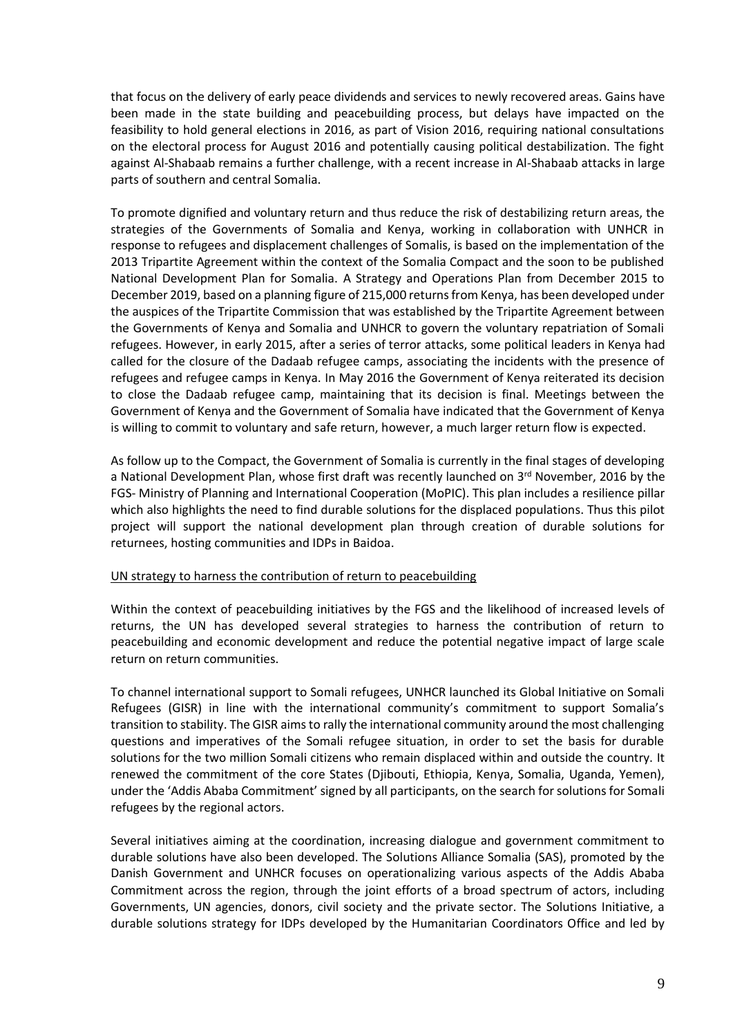that focus on the delivery of early peace dividends and services to newly recovered areas. Gains have been made in the state building and peacebuilding process, but delays have impacted on the feasibility to hold general elections in 2016, as part of Vision 2016, requiring national consultations on the electoral process for August 2016 and potentially causing political destabilization. The fight against Al-Shabaab remains a further challenge, with a recent increase in Al-Shabaab attacks in large parts of southern and central Somalia.

To promote dignified and voluntary return and thus reduce the risk of destabilizing return areas, the strategies of the Governments of Somalia and Kenya, working in collaboration with UNHCR in response to refugees and displacement challenges of Somalis, is based on the implementation of the 2013 Tripartite Agreement within the context of the Somalia Compact and the soon to be published National Development Plan for Somalia. A Strategy and Operations Plan from December 2015 to December 2019, based on a planning figure of 215,000 returns from Kenya, has been developed under the auspices of the Tripartite Commission that was established by the Tripartite Agreement between the Governments of Kenya and Somalia and UNHCR to govern the voluntary repatriation of Somali refugees. However, in early 2015, after a series of terror attacks, some political leaders in Kenya had called for the closure of the Dadaab refugee camps, associating the incidents with the presence of refugees and refugee camps in Kenya. In May 2016 the Government of Kenya reiterated its decision to close the Dadaab refugee camp, maintaining that its decision is final. Meetings between the Government of Kenya and the Government of Somalia have indicated that the Government of Kenya is willing to commit to voluntary and safe return, however, a much larger return flow is expected.

As follow up to the Compact, the Government of Somalia is currently in the final stages of developing a National Development Plan, whose first draft was recently launched on 3rd November, 2016 by the FGS- Ministry of Planning and International Cooperation (MoPIC). This plan includes a resilience pillar which also highlights the need to find durable solutions for the displaced populations. Thus this pilot project will support the national development plan through creation of durable solutions for returnees, hosting communities and IDPs in Baidoa.

<u>UN strategy to harness the contribution of return to peacebuilding</u>

Within the context of peacebuilding initiatives by the FGS and the likelihood of increased levels of returns, the UN has developed several strategies to harness the contribution of return to peacebuilding and economic development and reduce the potential negative impact of large scale return on return communities.

To channel international support to Somali refugees, UNHCR launched its Global Initiative on Somali Refugees (GISR) in line with the international community's commitment to support Somalia's transition to stability. The GISR aims to rally the international community around the most challenging questions and imperatives of the Somali refugee situation, in order to set the basis for durable solutions for the two million Somali citizens who remain displaced within and outside the country. It renewed the commitment of the core States (Djibouti, Ethiopia, Kenya, Somalia, Uganda, Yemen), under the 'Addis Ababa Commitment' signed by all participants, on the search for solutions for Somali refugees by the regional actors.

Several initiatives aiming at the coordination, increasing dialogue and government commitment to durable solutions have also been developed. The Solutions Alliance Somalia (SAS), promoted by the Danish Government and UNHCR focuses on operationalizing various aspects of the Addis Ababa Commitment across the region, through the joint efforts of a broad spectrum of actors, including Governments, UN agencies, donors, civil society and the private sector. The Solutions Initiative, a durable solutions strategy for IDPs developed by the Humanitarian Coordinators Office and led by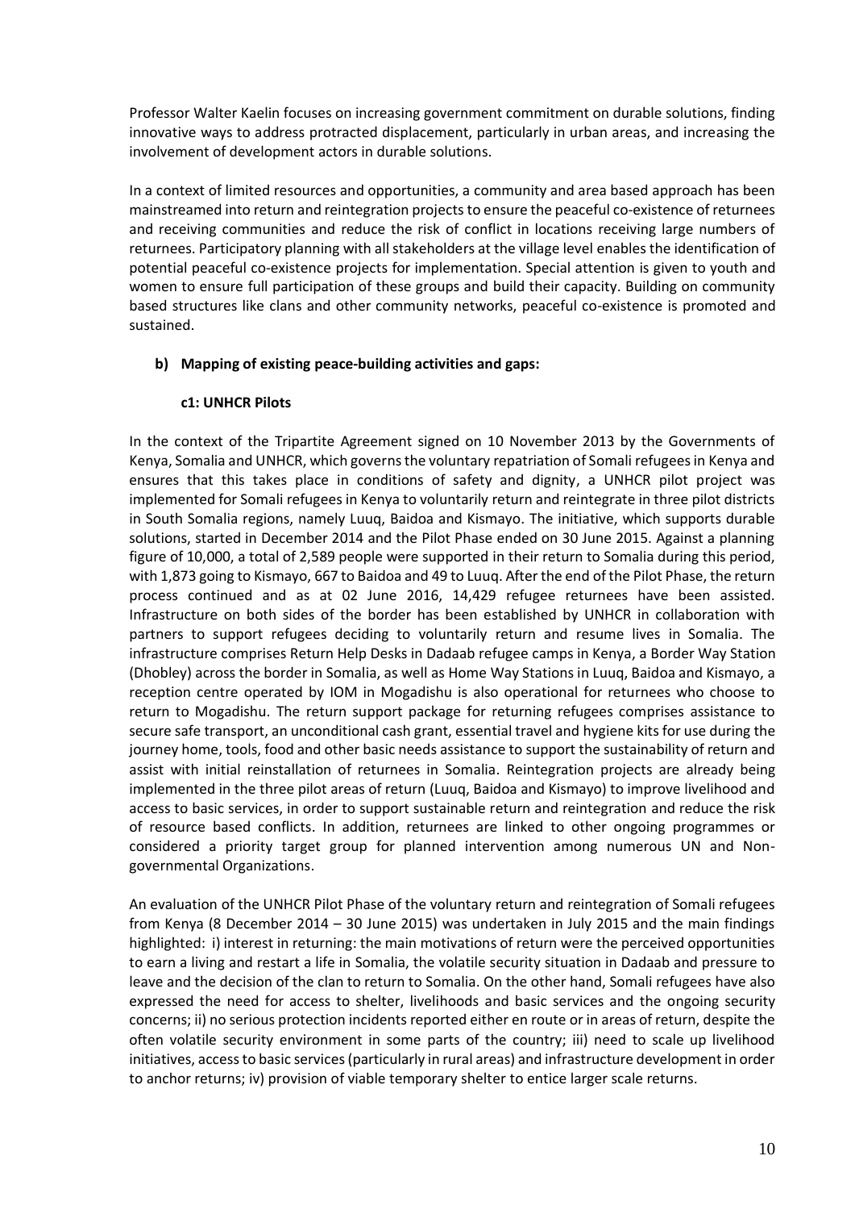Professor Walter Kaelin focuses on increasing government commitment on durable solutions, finding innovative ways to address protracted displacement, particularly in urban areas, and increasing the involvement of development actors in durable solutions.

In a context of limited resources and opportunities, a community and area based approach has been mainstreamed into return and reintegration projects to ensure the peaceful co-existence of returnees and receiving communities and reduce the risk of conflict in locations receiving large numbers of returnees. Participatory planning with all stakeholders at the village level enables the identification of potential peaceful co-existence projects for implementation. Special attention is given to youth and women to ensure full participation of these groups and build their capacity. Building on community based structures like clans and other community networks, peaceful co-existence is promoted and sustained.

**b) Mapping of existing peace-building activities and gaps:**

**c1: UNHCR Pilots**

In the context of the Tripartite Agreement signed on 10 November 2013 by the Governments of Kenya, Somalia and UNHCR, which governs the voluntary repatriation of Somali refugees in Kenya and ensures that this takes place in conditions of safety and dignity, a UNHCR pilot project was implemented for Somali refugees in Kenya to voluntarily return and reintegrate in three pilot districts in South Somalia regions, namely Luuq, Baidoa and Kismayo. The initiative, which supports durable solutions, started in December 2014 and the Pilot Phase ended on 30 June 2015. Against a planning figure of 10,000, a total of 2,589 people were supported in their return to Somalia during this period, with 1,873 going to Kismayo, 667 to Baidoa and 49 to Luuq. After the end of the Pilot Phase, the return process continued and as at 02 June 2016, 14,429 refugee returnees have been assisted. Infrastructure on both sides of the border has been established by UNHCR in collaboration with partners to support refugees deciding to voluntarily return and resume lives in Somalia. The infrastructure comprises Return Help Desks in Dadaab refugee camps in Kenya, a Border Way Station (Dhobley) across the border in Somalia, as well as Home Way Stations in Luuq, Baidoa and Kismayo, a reception centre operated by IOM in Mogadishu is also operational for returnees who choose to return to Mogadishu. The return support package for returning refugees comprises assistance to secure safe transport, an unconditional cash grant, essential travel and hygiene kits for use during the journey home, tools, food and other basic needs assistance to support the sustainability of return and assist with initial reinstallation of returnees in Somalia. Reintegration projects are already being implemented in the three pilot areas of return (Luuq, Baidoa and Kismayo) to improve livelihood and access to basic services, in order to support sustainable return and reintegration and reduce the risk of resource based conflicts. In addition, returnees are linked to other ongoing programmes or considered a priority target group for planned intervention among numerous UN and Non-governmental Organizations.

An evaluation of the UNHCR Pilot Phase of the voluntary return and reintegration of Somali refugees from Kenya (8 December 2014 – 30 June 2015) was undertaken in July 2015 and the main findings highlighted: i) interest in returning: the main motivations of return were the perceived opportunities to earn a living and restart a life in Somalia, the volatile security situation in Dadaab and pressure to leave and the decision of the clan to return to Somalia. On the other hand, Somali refugees have also expressed the need for access to shelter, livelihoods and basic services and the ongoing security concerns; ii) no serious protection incidents reported either en route or in areas of return, despite the often volatile security environment in some parts of the country; iii) need to scale up livelihood initiatives, access to basic services (particularly in rural areas) and infrastructure development in order to anchor returns; iv) provision of viable temporary shelter to entice larger scale returns.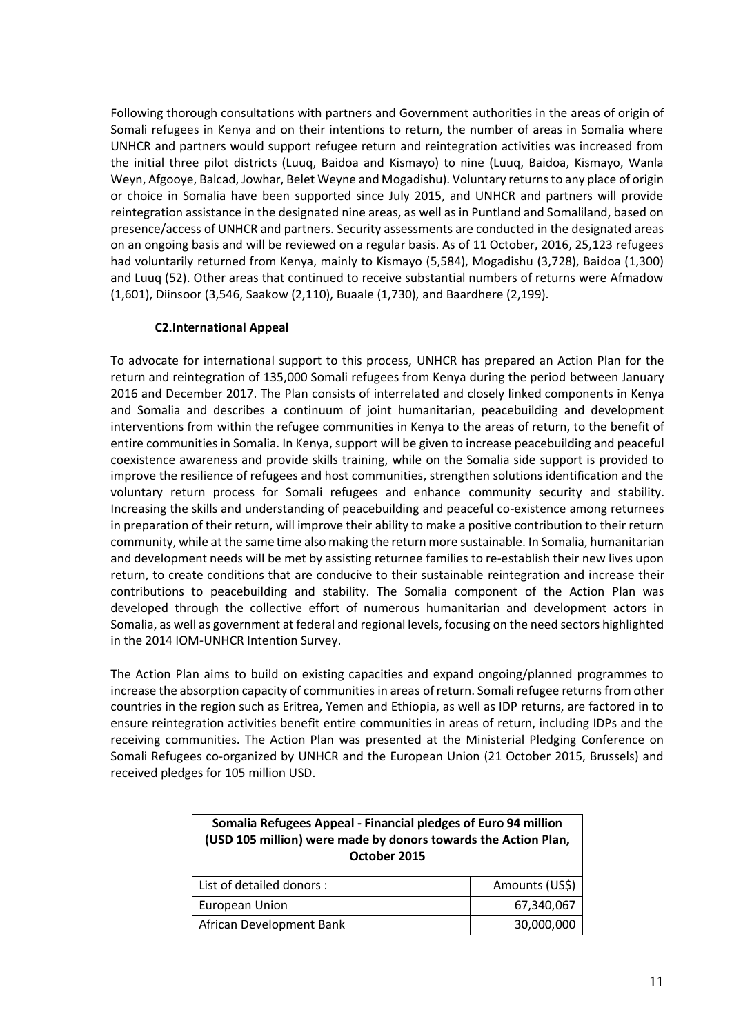Following thorough consultations with partners and Government authorities in the areas of origin of Somali refugees in Kenya and on their intentions to return, the number of areas in Somalia where UNHCR and partners would support refugee return and reintegration activities was increased from the initial three pilot districts (Luuq, Baidoa and Kismayo) to nine (Luuq, Baidoa, Kismayo, Wanla Weyn, Afgooye, Balcad, Jowhar, Belet Weyne and Mogadishu). Voluntary returns to any place of origin or choice in Somalia have been supported since July 2015, and UNHCR and partners will provide reintegration assistance in the designated nine areas, as well as in Puntland and Somaliland, based on presence/access of UNHCR and partners. Security assessments are conducted in the designated areas on an ongoing basis and will be reviewed on a regular basis. As of 11 October, 2016, 25,123 refugees had voluntarily returned from Kenya, mainly to Kismayo (5,584), Mogadishu (3,728), Baidoa (1,300) and Luuq (52). Other areas that continued to receive substantial numbers of returns were Afmadow (1,601), Diinsoor (3,546, Saakow (2,110), Buaale (1,730), and Baardhere (2,199).

#### C2.International Appeal

To advocate for international support to this process, UNHCR has prepared an Action Plan for the return and reintegration of 135,000 Somali refugees from Kenya during the period between January 2016 and December 2017. The Plan consists of interrelated and closely linked components in Kenya and Somalia and describes a continuum of joint humanitarian, peacebuilding and development interventions from within the refugee communities in Kenya to the areas of return, to the benefit of entire communities in Somalia. In Kenya, support will be given to increase peacebuilding and peaceful coexistence awareness and provide skills training, while on the Somalia side support is provided to improve the resilience of refugees and host communities, strengthen solutions identification and the voluntary return process for Somali refugees and enhance community security and stability. Increasing the skills and understanding of peacebuilding and peaceful co-existence among returnees in preparation of their return, will improve their ability to make a positive contribution to their return community, while at the same time also making the return more sustainable. In Somalia, humanitarian and development needs will be met by assisting returnee families to re-establish their new lives upon return, to create conditions that are conducive to their sustainable reintegration and increase their contributions to peacebuilding and stability. The Somalia component of the Action Plan was developed through the collective effort of numerous humanitarian and development actors in Somalia, as well as government at federal and regional levels, focusing on the need sectors highlighted in the 2014 IOM-UNHCR Intention Survey.

The Action Plan aims to build on existing capacities and expand ongoing/planned programmes to increase the absorption capacity of communities in areas of return. Somali refugee returns from other countries in the region such as Eritrea, Yemen and Ethiopia, as well as IDP returns, are factored in to ensure reintegration activities benefit entire communities in areas of return, including IDPs and the receiving communities. The Action Plan was presented at the Ministerial Pledging Conference on Somali Refugees co-organized by UNHCR and the European Union (21 October 2015, Brussels) and received pledges for 105 million USD.

| **Somalia Refugees Appeal - Financial pledges of Euro 94 million (USD 105 million) were made by donors towards the Action Plan, October 2015** | |
|---|---|
| List of detailed donors : | Amounts (US$) |
| European Union | 67,340,067 |
| African Development Bank | 30,000,000 |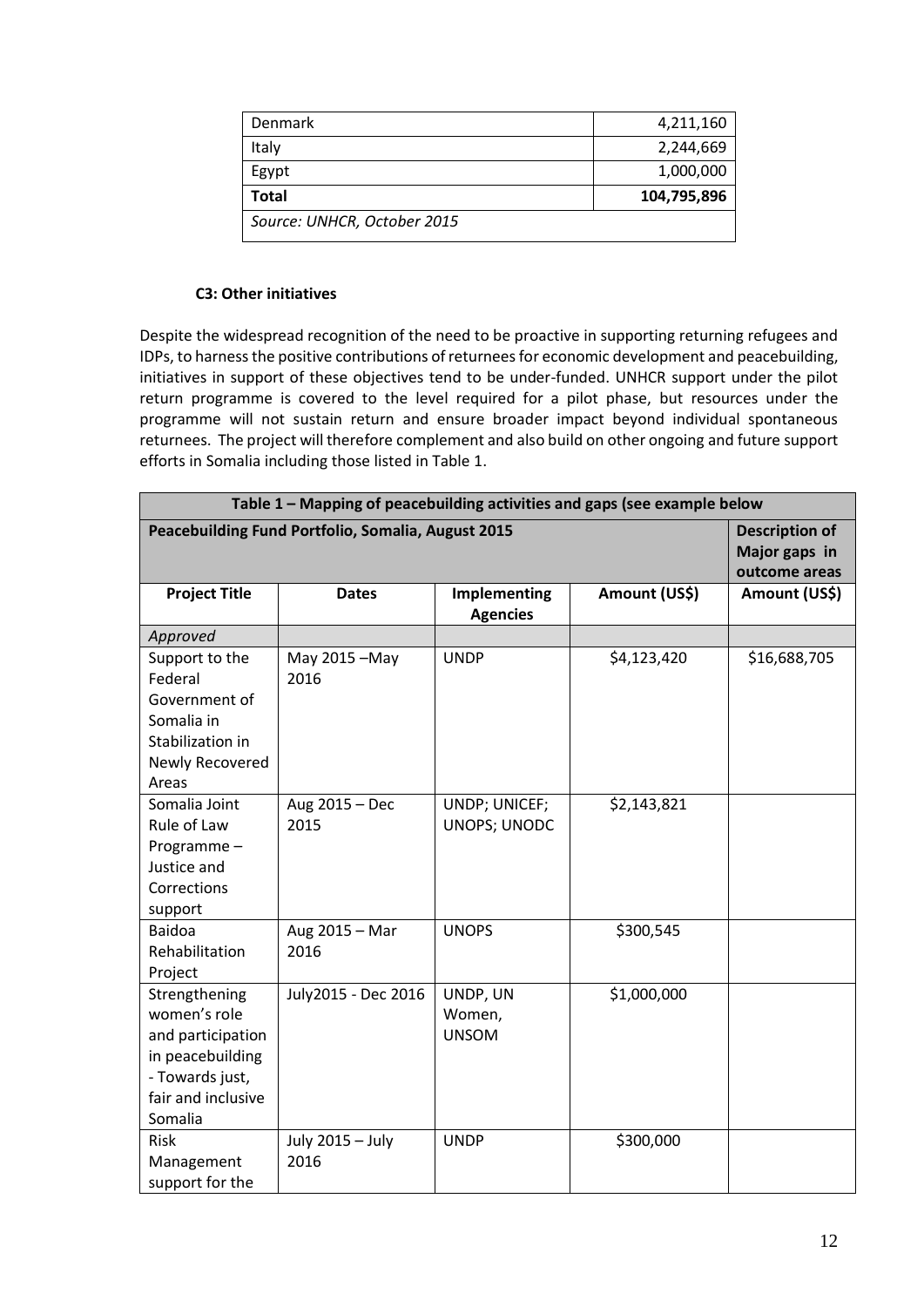| Denmark | 4,211,160 |
|---|---|
| Italy | 2,244,669 |
| Egypt | 1,000,000 |
| **Total** | **104,795,896** |
| *Source: UNHCR, October 2015* | |

**C3: Other initiatives**

Despite the widespread recognition of the need to be proactive in supporting returning refugees and IDPs, to harness the positive contributions of returnees for economic development and peacebuilding, initiatives in support of these objectives tend to be under-funded. UNHCR support under the pilot return programme is covered to the level required for a pilot phase, but resources under the programme will not sustain return and ensure broader impact beyond individual spontaneous returnees. The project will therefore complement and also build on other ongoing and future support efforts in Somalia including those listed in Table 1.

| **Table 1 – Mapping of peacebuilding activities and gaps (see example below** | | | | |
|---|---|---|---|---|
| **Peacebuilding Fund Portfolio, Somalia, August 2015** | | | | **Description of Major gaps in outcome areas** |
| **Project Title** | **Dates** | **Implementing Agencies** | **Amount (US$)** | **Amount (US$)** |
| *Approved* | | | | |
| Support to the Federal Government of Somalia in Stabilization in Newly Recovered Areas | May 2015 –May 2016 | UNDP | $4,123,420 | $16,688,705 |
| Somalia Joint Rule of Law Programme – Justice and Corrections support | Aug 2015 – Dec 2015 | UNDP; UNICEF; UNOPS; UNODC | $2,143,821 | |
| Baidoa Rehabilitation Project | Aug 2015 – Mar 2016 | UNOPS | $300,545 | |
| Strengthening women's role and participation in peacebuilding - Towards just, fair and inclusive Somalia | July2015 - Dec 2016 | UNDP, UN Women, UNSOM | $1,000,000 | |
| Risk Management support for the | July 2015 – July 2016 | UNDP | $300,000 | |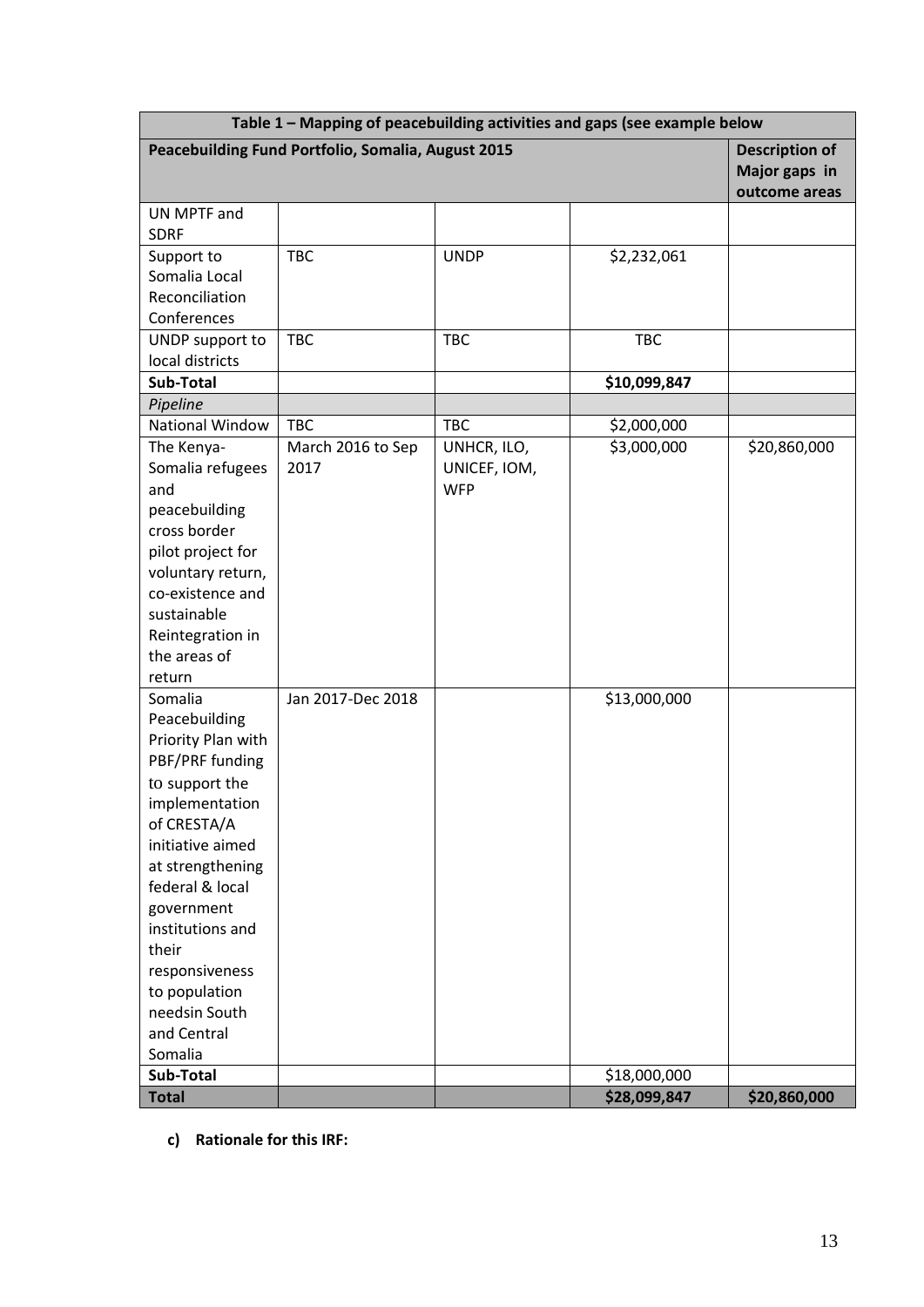| Table 1 – Mapping of peacebuilding activities and gaps (see example below | | | | |
|---|---|---|---|---|
| **Peacebuilding Fund Portfolio, Somalia, August 2015** | | | | **Description of Major gaps in outcome areas** |
| UN MPTF and SDRF | | | | |
| Support to Somalia Local Reconciliation Conferences | TBC | UNDP | $2,232,061 | |
| UNDP support to local districts | TBC | TBC | TBC | |
| **Sub-Total** | | | **$10,099,847** | |
| *Pipeline* | | | | |
| National Window | TBC | TBC | $2,000,000 | |
| The Kenya-Somalia refugees and peacebuilding cross border pilot project for voluntary return, co-existence and sustainable Reintegration in the areas of return | March 2016 to Sep 2017 | UNHCR, ILO, UNICEF, IOM, WFP | $3,000,000 | $20,860,000 |
| Somalia Peacebuilding Priority Plan with PBF/PRF funding to support the implementation of CRESTA/A initiative aimed at strengthening federal & local government institutions and their responsiveness to population needsin South and Central Somalia | Jan 2017-Dec 2018 | | $13,000,000 | |
| **Sub-Total** | | | $18,000,000 | |
| **Total** | | | **$28,099,847** | **$20,860,000** |

**c) Rationale for this IRF:**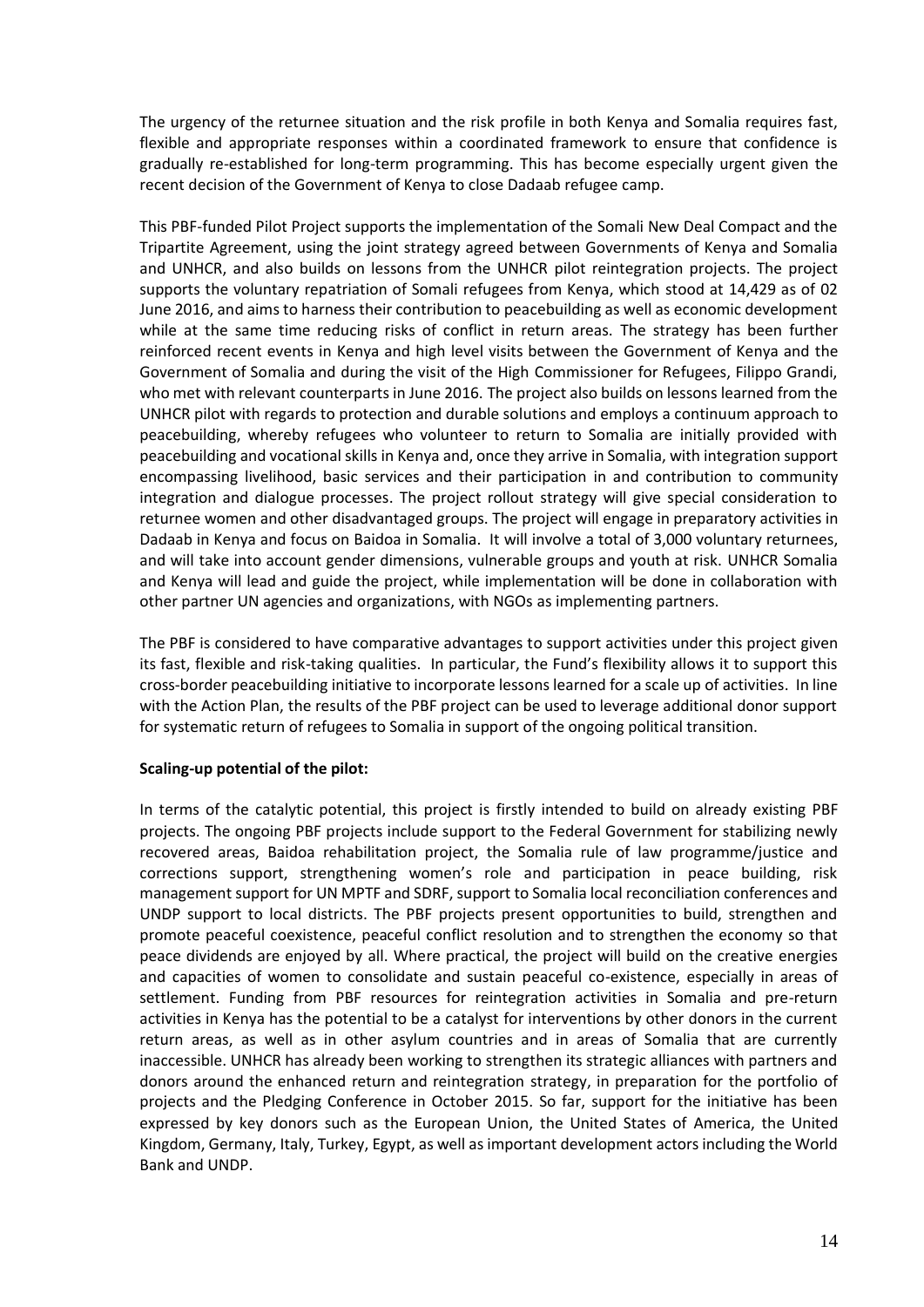The urgency of the returnee situation and the risk profile in both Kenya and Somalia requires fast, flexible and appropriate responses within a coordinated framework to ensure that confidence is gradually re-established for long-term programming. This has become especially urgent given the recent decision of the Government of Kenya to close Dadaab refugee camp.

This PBF-funded Pilot Project supports the implementation of the Somali New Deal Compact and the Tripartite Agreement, using the joint strategy agreed between Governments of Kenya and Somalia and UNHCR, and also builds on lessons from the UNHCR pilot reintegration projects. The project supports the voluntary repatriation of Somali refugees from Kenya, which stood at 14,429 as of 02 June 2016, and aims to harness their contribution to peacebuilding as well as economic development while at the same time reducing risks of conflict in return areas. The strategy has been further reinforced recent events in Kenya and high level visits between the Government of Kenya and the Government of Somalia and during the visit of the High Commissioner for Refugees, Filippo Grandi, who met with relevant counterparts in June 2016. The project also builds on lessons learned from the UNHCR pilot with regards to protection and durable solutions and employs a continuum approach to peacebuilding, whereby refugees who volunteer to return to Somalia are initially provided with peacebuilding and vocational skills in Kenya and, once they arrive in Somalia, with integration support encompassing livelihood, basic services and their participation in and contribution to community integration and dialogue processes. The project rollout strategy will give special consideration to returnee women and other disadvantaged groups. The project will engage in preparatory activities in Dadaab in Kenya and focus on Baidoa in Somalia. It will involve a total of 3,000 voluntary returnees, and will take into account gender dimensions, vulnerable groups and youth at risk. UNHCR Somalia and Kenya will lead and guide the project, while implementation will be done in collaboration with other partner UN agencies and organizations, with NGOs as implementing partners.

The PBF is considered to have comparative advantages to support activities under this project given its fast, flexible and risk-taking qualities. In particular, the Fund's flexibility allows it to support this cross-border peacebuilding initiative to incorporate lessons learned for a scale up of activities. In line with the Action Plan, the results of the PBF project can be used to leverage additional donor support for systematic return of refugees to Somalia in support of the ongoing political transition.

**Scaling-up potential of the pilot:**

In terms of the catalytic potential, this project is firstly intended to build on already existing PBF projects. The ongoing PBF projects include support to the Federal Government for stabilizing newly recovered areas, Baidoa rehabilitation project, the Somalia rule of law programme/justice and corrections support, strengthening women's role and participation in peace building, risk management support for UN MPTF and SDRF, support to Somalia local reconciliation conferences and UNDP support to local districts. The PBF projects present opportunities to build, strengthen and promote peaceful coexistence, peaceful conflict resolution and to strengthen the economy so that peace dividends are enjoyed by all. Where practical, the project will build on the creative energies and capacities of women to consolidate and sustain peaceful co-existence, especially in areas of settlement. Funding from PBF resources for reintegration activities in Somalia and pre-return activities in Kenya has the potential to be a catalyst for interventions by other donors in the current return areas, as well as in other asylum countries and in areas of Somalia that are currently inaccessible. UNHCR has already been working to strengthen its strategic alliances with partners and donors around the enhanced return and reintegration strategy, in preparation for the portfolio of projects and the Pledging Conference in October 2015. So far, support for the initiative has been expressed by key donors such as the European Union, the United States of America, the United Kingdom, Germany, Italy, Turkey, Egypt, as well as important development actors including the World Bank and UNDP.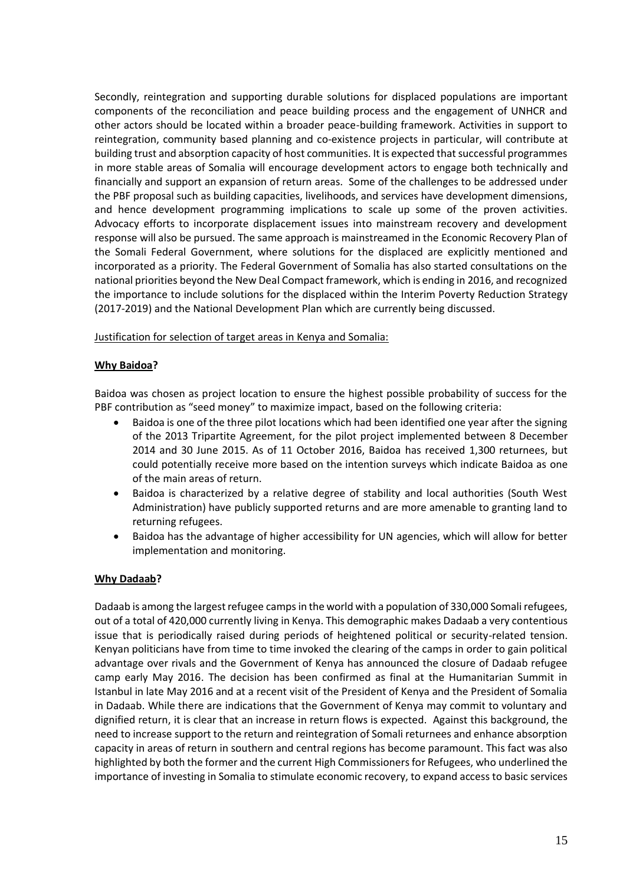Secondly, reintegration and supporting durable solutions for displaced populations are important components of the reconciliation and peace building process and the engagement of UNHCR and other actors should be located within a broader peace-building framework. Activities in support to reintegration, community based planning and co-existence projects in particular, will contribute at building trust and absorption capacity of host communities. It is expected that successful programmes in more stable areas of Somalia will encourage development actors to engage both technically and financially and support an expansion of return areas. Some of the challenges to be addressed under the PBF proposal such as building capacities, livelihoods, and services have development dimensions, and hence development programming implications to scale up some of the proven activities. Advocacy efforts to incorporate displacement issues into mainstream recovery and development response will also be pursued. The same approach is mainstreamed in the Economic Recovery Plan of the Somali Federal Government, where solutions for the displaced are explicitly mentioned and incorporated as a priority. The Federal Government of Somalia has also started consultations on the national priorities beyond the New Deal Compact framework, which is ending in 2016, and recognized the importance to include solutions for the displaced within the Interim Poverty Reduction Strategy (2017-2019) and the National Development Plan which are currently being discussed.

Justification for selection of target areas in Kenya and Somalia:

**Why Baidoa?**

Baidoa was chosen as project location to ensure the highest possible probability of success for the PBF contribution as "seed money" to maximize impact, based on the following criteria:

- Baidoa is one of the three pilot locations which had been identified one year after the signing of the 2013 Tripartite Agreement, for the pilot project implemented between 8 December 2014 and 30 June 2015. As of 11 October 2016, Baidoa has received 1,300 returnees, but could potentially receive more based on the intention surveys which indicate Baidoa as one of the main areas of return.
- Baidoa is characterized by a relative degree of stability and local authorities (South West Administration) have publicly supported returns and are more amenable to granting land to returning refugees.
- Baidoa has the advantage of higher accessibility for UN agencies, which will allow for better implementation and monitoring.

**Why Dadaab?**

Dadaab is among the largest refugee camps in the world with a population of 330,000 Somali refugees, out of a total of 420,000 currently living in Kenya. This demographic makes Dadaab a very contentious issue that is periodically raised during periods of heightened political or security-related tension. Kenyan politicians have from time to time invoked the clearing of the camps in order to gain political advantage over rivals and the Government of Kenya has announced the closure of Dadaab refugee camp early May 2016. The decision has been confirmed as final at the Humanitarian Summit in Istanbul in late May 2016 and at a recent visit of the President of Kenya and the President of Somalia in Dadaab. While there are indications that the Government of Kenya may commit to voluntary and dignified return, it is clear that an increase in return flows is expected. Against this background, the need to increase support to the return and reintegration of Somali returnees and enhance absorption capacity in areas of return in southern and central regions has become paramount. This fact was also highlighted by both the former and the current High Commissioners for Refugees, who underlined the importance of investing in Somalia to stimulate economic recovery, to expand access to basic services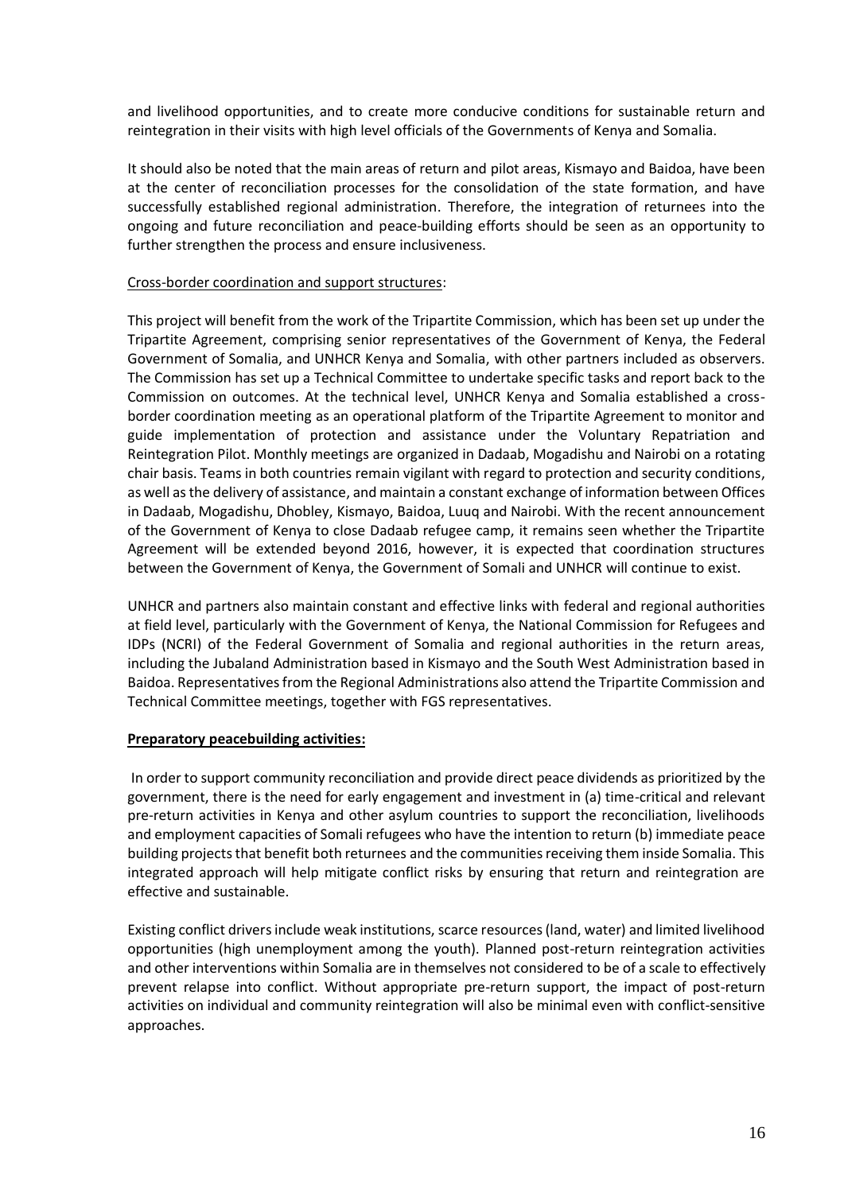and livelihood opportunities, and to create more conducive conditions for sustainable return and reintegration in their visits with high level officials of the Governments of Kenya and Somalia.

It should also be noted that the main areas of return and pilot areas, Kismayo and Baidoa, have been at the center of reconciliation processes for the consolidation of the state formation, and have successfully established regional administration. Therefore, the integration of returnees into the ongoing and future reconciliation and peace-building efforts should be seen as an opportunity to further strengthen the process and ensure inclusiveness.

Cross-border coordination and support structures:

This project will benefit from the work of the Tripartite Commission, which has been set up under the Tripartite Agreement, comprising senior representatives of the Government of Kenya, the Federal Government of Somalia, and UNHCR Kenya and Somalia, with other partners included as observers. The Commission has set up a Technical Committee to undertake specific tasks and report back to the Commission on outcomes. At the technical level, UNHCR Kenya and Somalia established a cross-border coordination meeting as an operational platform of the Tripartite Agreement to monitor and guide implementation of protection and assistance under the Voluntary Repatriation and Reintegration Pilot. Monthly meetings are organized in Dadaab, Mogadishu and Nairobi on a rotating chair basis. Teams in both countries remain vigilant with regard to protection and security conditions, as well as the delivery of assistance, and maintain a constant exchange of information between Offices in Dadaab, Mogadishu, Dhobley, Kismayo, Baidoa, Luuq and Nairobi. With the recent announcement of the Government of Kenya to close Dadaab refugee camp, it remains seen whether the Tripartite Agreement will be extended beyond 2016, however, it is expected that coordination structures between the Government of Kenya, the Government of Somali and UNHCR will continue to exist.

UNHCR and partners also maintain constant and effective links with federal and regional authorities at field level, particularly with the Government of Kenya, the National Commission for Refugees and IDPs (NCRI) of the Federal Government of Somalia and regional authorities in the return areas, including the Jubaland Administration based in Kismayo and the South West Administration based in Baidoa. Representatives from the Regional Administrations also attend the Tripartite Commission and Technical Committee meetings, together with FGS representatives.

**Preparatory peacebuilding activities:**

In order to support community reconciliation and provide direct peace dividends as prioritized by the government, there is the need for early engagement and investment in (a) time-critical and relevant pre-return activities in Kenya and other asylum countries to support the reconciliation, livelihoods and employment capacities of Somali refugees who have the intention to return (b) immediate peace building projects that benefit both returnees and the communities receiving them inside Somalia. This integrated approach will help mitigate conflict risks by ensuring that return and reintegration are effective and sustainable.

Existing conflict drivers include weak institutions, scarce resources (land, water) and limited livelihood opportunities (high unemployment among the youth). Planned post-return reintegration activities and other interventions within Somalia are in themselves not considered to be of a scale to effectively prevent relapse into conflict. Without appropriate pre-return support, the impact of post-return activities on individual and community reintegration will also be minimal even with conflict-sensitive approaches.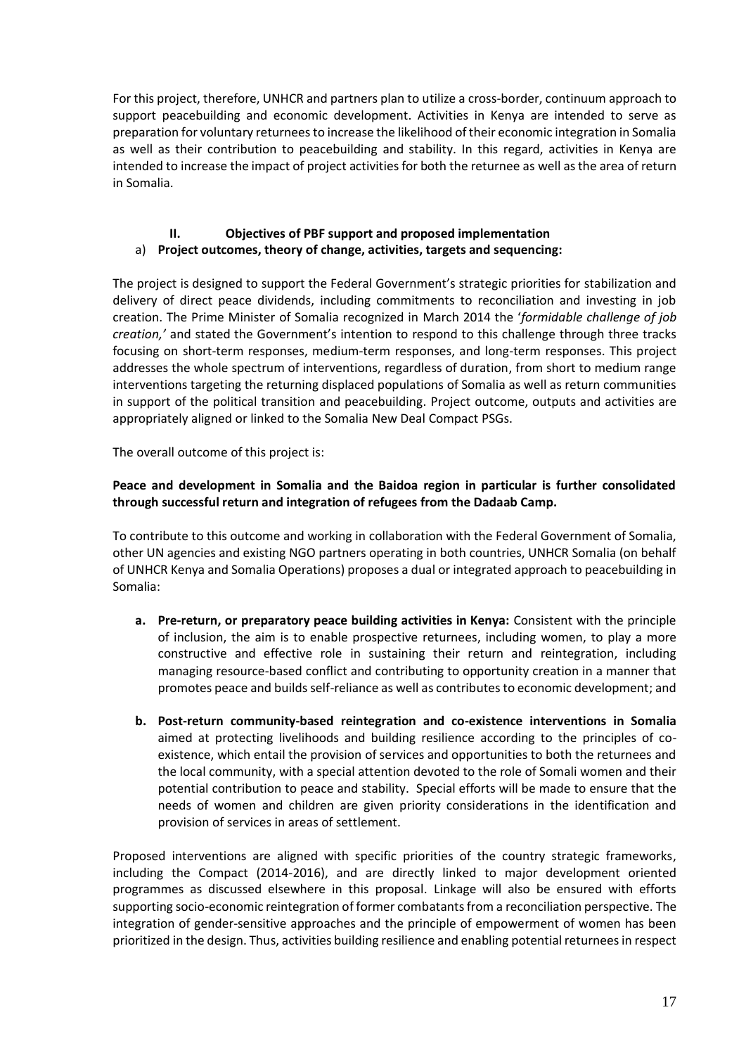For this project, therefore, UNHCR and partners plan to utilize a cross-border, continuum approach to support peacebuilding and economic development. Activities in Kenya are intended to serve as preparation for voluntary returnees to increase the likelihood of their economic integration in Somalia as well as their contribution to peacebuilding and stability. In this regard, activities in Kenya are intended to increase the impact of project activities for both the returnee as well as the area of return in Somalia.

## II. Objectives of PBF support and proposed implementation

### a) Project outcomes, theory of change, activities, targets and sequencing:

The project is designed to support the Federal Government's strategic priorities for stabilization and delivery of direct peace dividends, including commitments to reconciliation and investing in job creation. The Prime Minister of Somalia recognized in March 2014 the '*formidable challenge of job creation,'* and stated the Government's intention to respond to this challenge through three tracks focusing on short-term responses, medium-term responses, and long-term responses. This project addresses the whole spectrum of interventions, regardless of duration, from short to medium range interventions targeting the returning displaced populations of Somalia as well as return communities in support of the political transition and peacebuilding. Project outcome, outputs and activities are appropriately aligned or linked to the Somalia New Deal Compact PSGs.

The overall outcome of this project is:

**Peace and development in Somalia and the Baidoa region in particular is further consolidated through successful return and integration of refugees from the Dadaab Camp.**

To contribute to this outcome and working in collaboration with the Federal Government of Somalia, other UN agencies and existing NGO partners operating in both countries, UNHCR Somalia (on behalf of UNHCR Kenya and Somalia Operations) proposes a dual or integrated approach to peacebuilding in Somalia:

- **a. Pre-return, or preparatory peace building activities in Kenya:** Consistent with the principle of inclusion, the aim is to enable prospective returnees, including women, to play a more constructive and effective role in sustaining their return and reintegration, including managing resource-based conflict and contributing to opportunity creation in a manner that promotes peace and builds self-reliance as well as contributes to economic development; and

- **b. Post-return community-based reintegration and co-existence interventions in Somalia** aimed at protecting livelihoods and building resilience according to the principles of co-existence, which entail the provision of services and opportunities to both the returnees and the local community, with a special attention devoted to the role of Somali women and their potential contribution to peace and stability. Special efforts will be made to ensure that the needs of women and children are given priority considerations in the identification and provision of services in areas of settlement.

Proposed interventions are aligned with specific priorities of the country strategic frameworks, including the Compact (2014-2016), and are directly linked to major development oriented programmes as discussed elsewhere in this proposal. Linkage will also be ensured with efforts supporting socio-economic reintegration of former combatants from a reconciliation perspective. The integration of gender-sensitive approaches and the principle of empowerment of women has been prioritized in the design. Thus, activities building resilience and enabling potential returnees in respect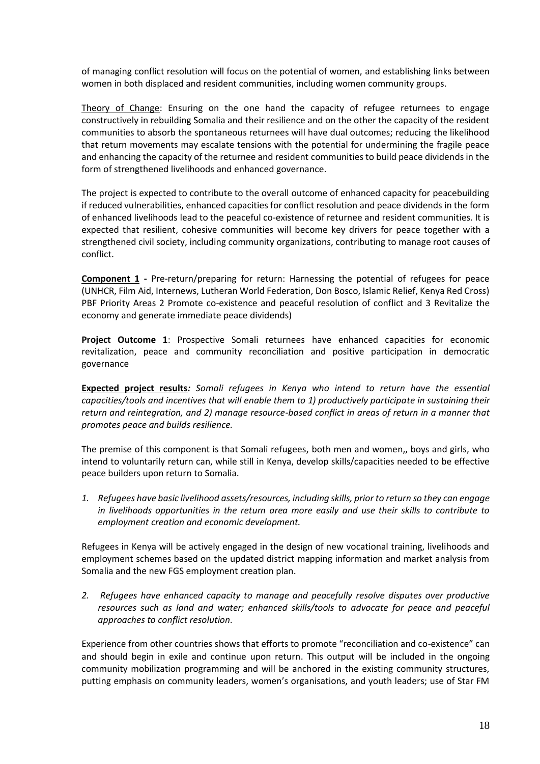of managing conflict resolution will focus on the potential of women, and establishing links between women in both displaced and resident communities, including women community groups.

Theory of Change: Ensuring on the one hand the capacity of refugee returnees to engage constructively in rebuilding Somalia and their resilience and on the other the capacity of the resident communities to absorb the spontaneous returnees will have dual outcomes; reducing the likelihood that return movements may escalate tensions with the potential for undermining the fragile peace and enhancing the capacity of the returnee and resident communities to build peace dividends in the form of strengthened livelihoods and enhanced governance.

The project is expected to contribute to the overall outcome of enhanced capacity for peacebuilding if reduced vulnerabilities, enhanced capacities for conflict resolution and peace dividends in the form of enhanced livelihoods lead to the peaceful co-existence of returnee and resident communities. It is expected that resilient, cohesive communities will become key drivers for peace together with a strengthened civil society, including community organizations, contributing to manage root causes of conflict.

**Component 1 -** Pre-return/preparing for return: Harnessing the potential of refugees for peace (UNHCR, Film Aid, Internews, Lutheran World Federation, Don Bosco, Islamic Relief, Kenya Red Cross) PBF Priority Areas 2 Promote co-existence and peaceful resolution of conflict and 3 Revitalize the economy and generate immediate peace dividends)

**Project Outcome 1**: Prospective Somali returnees have enhanced capacities for economic revitalization, peace and community reconciliation and positive participation in democratic governance

**Expected project results***: Somali refugees in Kenya who intend to return have the essential capacities/tools and incentives that will enable them to 1) productively participate in sustaining their return and reintegration, and 2) manage resource-based conflict in areas of return in a manner that promotes peace and builds resilience.*

The premise of this component is that Somali refugees, both men and women,, boys and girls, who intend to voluntarily return can, while still in Kenya, develop skills/capacities needed to be effective peace builders upon return to Somalia.

1. *Refugees have basic livelihood assets/resources, including skills, prior to return so they can engage in livelihoods opportunities in the return area more easily and use their skills to contribute to employment creation and economic development.*

Refugees in Kenya will be actively engaged in the design of new vocational training, livelihoods and employment schemes based on the updated district mapping information and market analysis from Somalia and the new FGS employment creation plan.

2. *Refugees have enhanced capacity to manage and peacefully resolve disputes over productive resources such as land and water; enhanced skills/tools to advocate for peace and peaceful approaches to conflict resolution.*

Experience from other countries shows that efforts to promote "reconciliation and co-existence" can and should begin in exile and continue upon return. This output will be included in the ongoing community mobilization programming and will be anchored in the existing community structures, putting emphasis on community leaders, women's organisations, and youth leaders; use of Star FM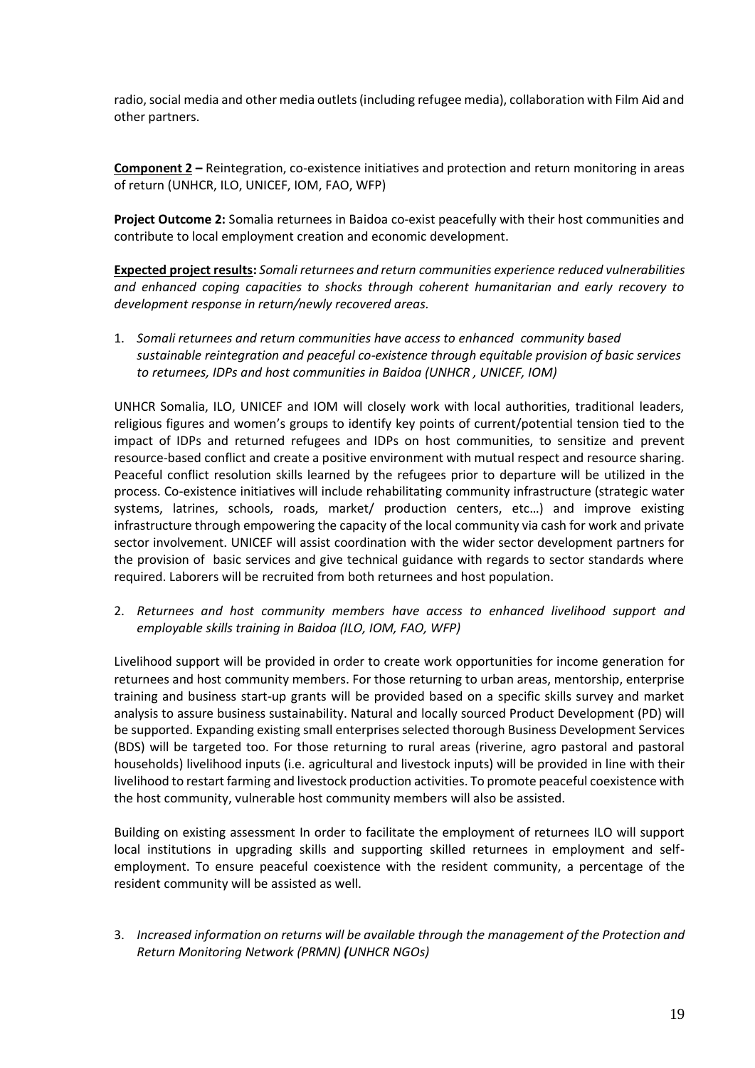radio, social media and other media outlets (including refugee media), collaboration with Film Aid and other partners.

**Component 2 –** Reintegration, co-existence initiatives and protection and return monitoring in areas of return (UNHCR, ILO, UNICEF, IOM, FAO, WFP)

**Project Outcome 2:** Somalia returnees in Baidoa co-exist peacefully with their host communities and contribute to local employment creation and economic development.

**Expected project results:** *Somali returnees and return communities experience reduced vulnerabilities and enhanced coping capacities to shocks through coherent humanitarian and early recovery to development response in return/newly recovered areas.*

1. *Somali returnees and return communities have access to enhanced community based sustainable reintegration and peaceful co-existence through equitable provision of basic services to returnees, IDPs and host communities in Baidoa (UNHCR , UNICEF, IOM)*

UNHCR Somalia, ILO, UNICEF and IOM will closely work with local authorities, traditional leaders, religious figures and women's groups to identify key points of current/potential tension tied to the impact of IDPs and returned refugees and IDPs on host communities, to sensitize and prevent resource-based conflict and create a positive environment with mutual respect and resource sharing. Peaceful conflict resolution skills learned by the refugees prior to departure will be utilized in the process. Co-existence initiatives will include rehabilitating community infrastructure (strategic water systems, latrines, schools, roads, market/ production centers, etc…) and improve existing infrastructure through empowering the capacity of the local community via cash for work and private sector involvement. UNICEF will assist coordination with the wider sector development partners for the provision of basic services and give technical guidance with regards to sector standards where required. Laborers will be recruited from both returnees and host population.

2. *Returnees and host community members have access to enhanced livelihood support and employable skills training in Baidoa (ILO, IOM, FAO, WFP)*

Livelihood support will be provided in order to create work opportunities for income generation for returnees and host community members. For those returning to urban areas, mentorship, enterprise training and business start-up grants will be provided based on a specific skills survey and market analysis to assure business sustainability. Natural and locally sourced Product Development (PD) will be supported. Expanding existing small enterprises selected thorough Business Development Services (BDS) will be targeted too. For those returning to rural areas (riverine, agro pastoral and pastoral households) livelihood inputs (i.e. agricultural and livestock inputs) will be provided in line with their livelihood to restart farming and livestock production activities. To promote peaceful coexistence with the host community, vulnerable host community members will also be assisted.

Building on existing assessment In order to facilitate the employment of returnees ILO will support local institutions in upgrading skills and supporting skilled returnees in employment and self-employment. To ensure peaceful coexistence with the resident community, a percentage of the resident community will be assisted as well.

3. *Increased information on returns will be available through the management of the Protection and Return Monitoring Network (PRMN)* ***(****UNHCR NGOs)*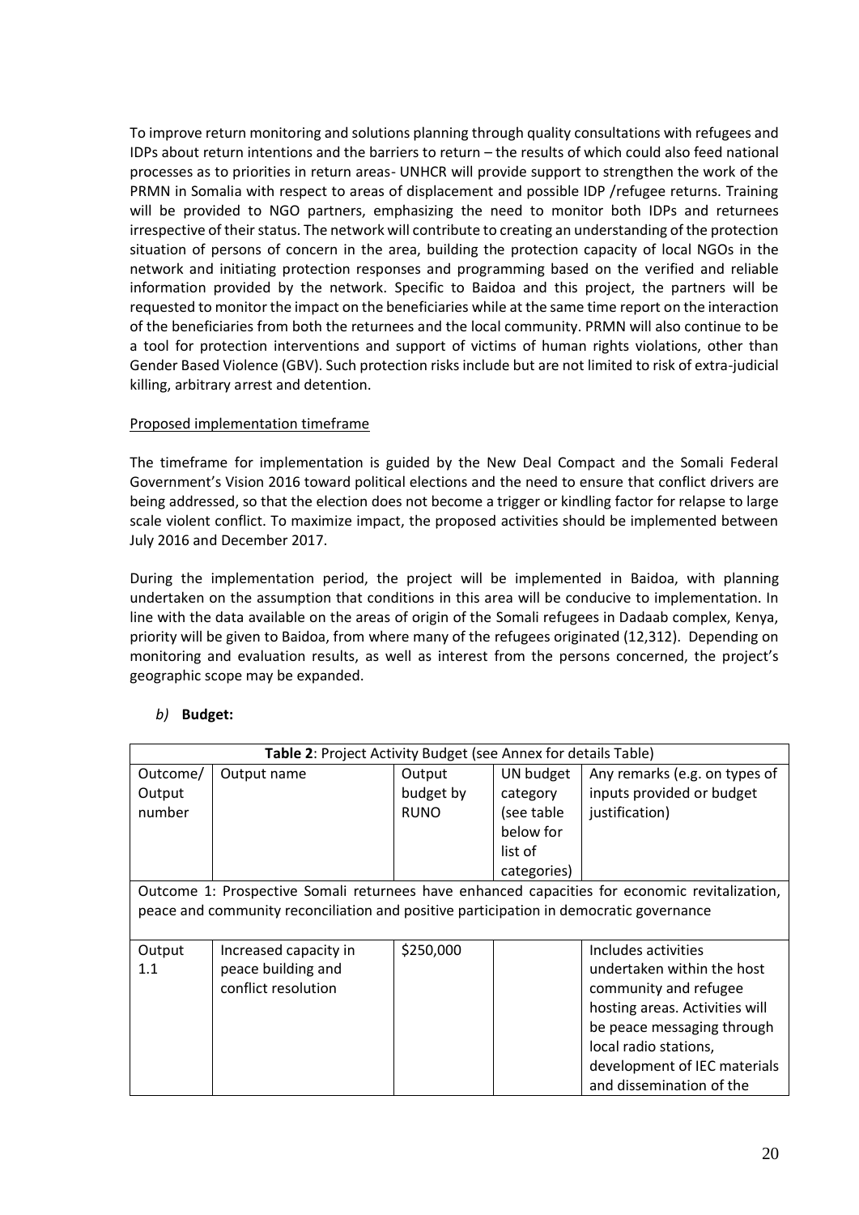To improve return monitoring and solutions planning through quality consultations with refugees and IDPs about return intentions and the barriers to return – the results of which could also feed national processes as to priorities in return areas- UNHCR will provide support to strengthen the work of the PRMN in Somalia with respect to areas of displacement and possible IDP /refugee returns. Training will be provided to NGO partners, emphasizing the need to monitor both IDPs and returnees irrespective of their status. The network will contribute to creating an understanding of the protection situation of persons of concern in the area, building the protection capacity of local NGOs in the network and initiating protection responses and programming based on the verified and reliable information provided by the network. Specific to Baidoa and this project, the partners will be requested to monitor the impact on the beneficiaries while at the same time report on the interaction of the beneficiaries from both the returnees and the local community. PRMN will also continue to be a tool for protection interventions and support of victims of human rights violations, other than Gender Based Violence (GBV). Such protection risks include but are not limited to risk of extra-judicial killing, arbitrary arrest and detention.

Proposed implementation timeframe

The timeframe for implementation is guided by the New Deal Compact and the Somali Federal Government's Vision 2016 toward political elections and the need to ensure that conflict drivers are being addressed, so that the election does not become a trigger or kindling factor for relapse to large scale violent conflict. To maximize impact, the proposed activities should be implemented between July 2016 and December 2017.

During the implementation period, the project will be implemented in Baidoa, with planning undertaken on the assumption that conditions in this area will be conducive to implementation. In line with the data available on the areas of origin of the Somali refugees in Dadaab complex, Kenya, priority will be given to Baidoa, from where many of the refugees originated (12,312). Depending on monitoring and evaluation results, as well as interest from the persons concerned, the project's geographic scope may be expanded.

*b)* **Budget:**

**Table 2**: Project Activity Budget (see Annex for details Table)

| Outcome/ Output number | Output name | Output budget by RUNO | UN budget category (see table below for list of categories) | Any remarks (e.g. on types of inputs provided or budget justification) |
|---|---|---|---|---|
| Outcome 1: Prospective Somali returnees have enhanced capacities for economic revitalization, peace and community reconciliation and positive participation in democratic governance | | | | |
| Output 1.1 | Increased capacity in peace building and conflict resolution | $250,000 | | Includes activities undertaken within the host community and refugee hosting areas. Activities will be peace messaging through local radio stations, development of IEC materials and dissemination of the |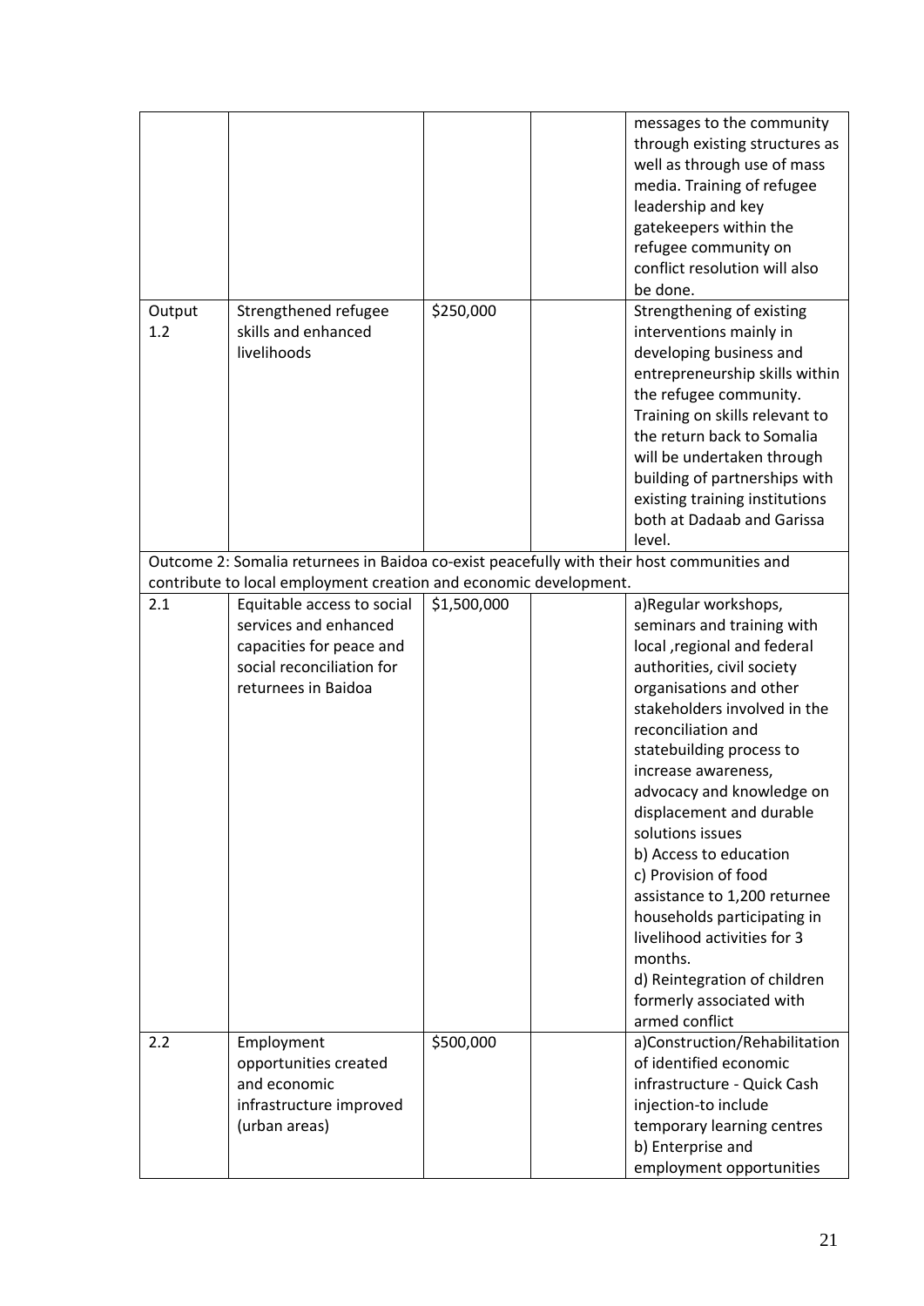| | | | | |
|---|---|---|---|---|
| | | | | messages to the community through existing structures as well as through use of mass media. Training of refugee leadership and key gatekeepers within the refugee community on conflict resolution will also be done. |
| Output 1.2 | Strengthened refugee skills and enhanced livelihoods | $250,000 | | Strengthening of existing interventions mainly in developing business and entrepreneurship skills within the refugee community. Training on skills relevant to the return back to Somalia will be undertaken through building of partnerships with existing training institutions both at Dadaab and Garissa level. |
| Outcome 2: Somalia returnees in Baidoa co-exist peacefully with their host communities and contribute to local employment creation and economic development. | | | | |
| 2.1 | Equitable access to social services and enhanced capacities for peace and social reconciliation for returnees in Baidoa | $1,500,000 | | a)Regular workshops, seminars and training with local ,regional and federal authorities, civil society organisations and other stakeholders involved in the reconciliation and statebuilding process to increase awareness, advocacy and knowledge on displacement and durable solutions issues<br>b) Access to education<br>c) Provision of food assistance to 1,200 returnee households participating in livelihood activities for 3 months.<br>d) Reintegration of children formerly associated with armed conflict |
| 2.2 | Employment opportunities created and economic infrastructure improved (urban areas) | $500,000 | | a)Construction/Rehabilitation of identified economic infrastructure - Quick Cash injection-to include temporary learning centres<br>b) Enterprise and employment opportunities |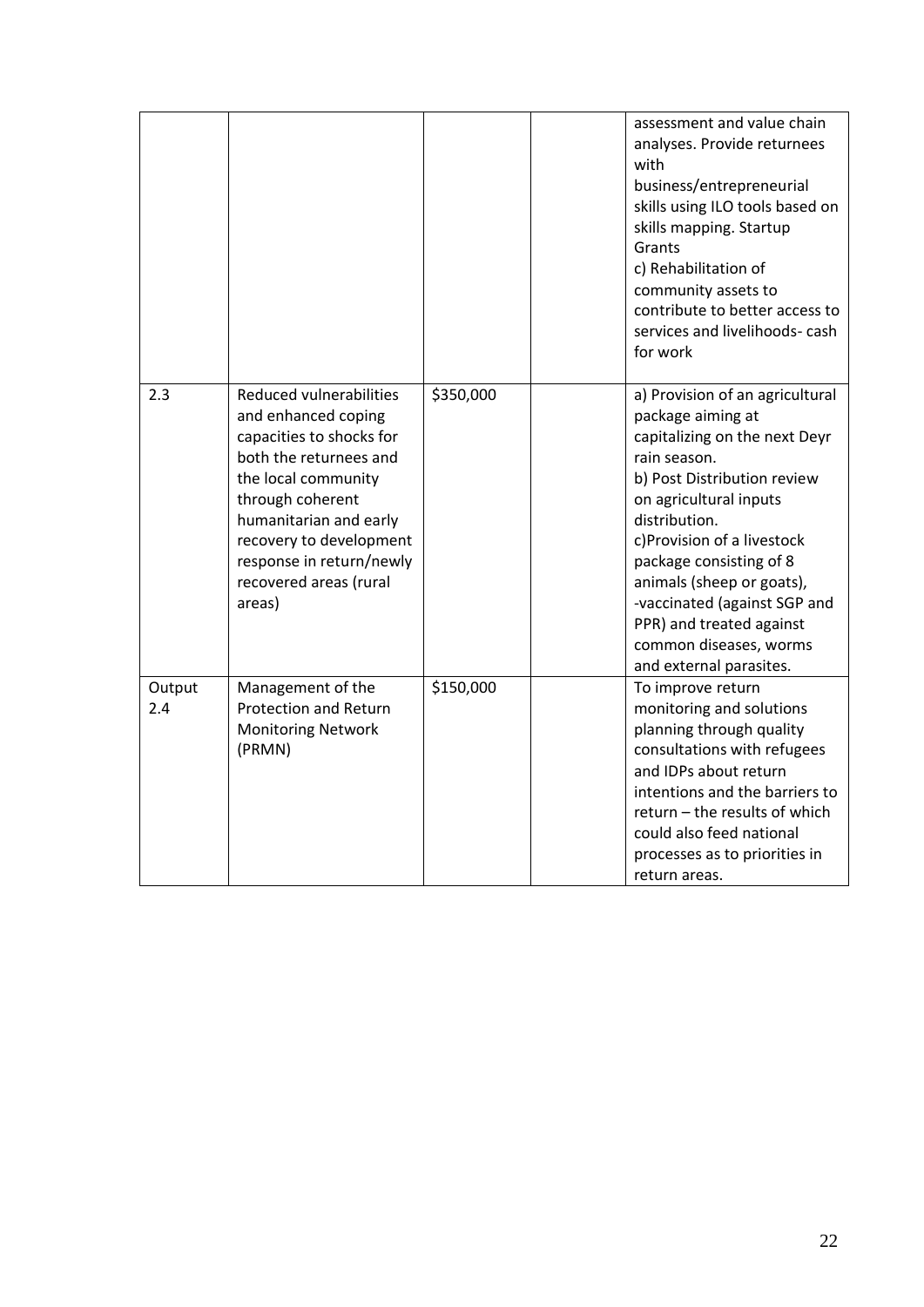|  |  |  |  | assessment and value chain analyses. Provide returnees with business/entrepreneurial skills using ILO tools based on skills mapping. Startup Grants<br>c) Rehabilitation of community assets to contribute to better access to services and livelihoods- cash for work |
|---|---|---|---|---|
| 2.3 | Reduced vulnerabilities and enhanced coping capacities to shocks for both the returnees and the local community through coherent humanitarian and early recovery to development response in return/newly recovered areas (rural areas) | $350,000 |  | a) Provision of an agricultural package aiming at capitalizing on the next Deyr rain season.<br>b) Post Distribution review on agricultural inputs distribution.<br>c)Provision of a livestock package consisting of 8 animals (sheep or goats), -vaccinated (against SGP and PPR) and treated against common diseases, worms and external parasites. |
| Output 2.4 | Management of the Protection and Return Monitoring Network (PRMN) | $150,000 |  | To improve return monitoring and solutions planning through quality consultations with refugees and IDPs about return intentions and the barriers to return – the results of which could also feed national processes as to priorities in return areas. |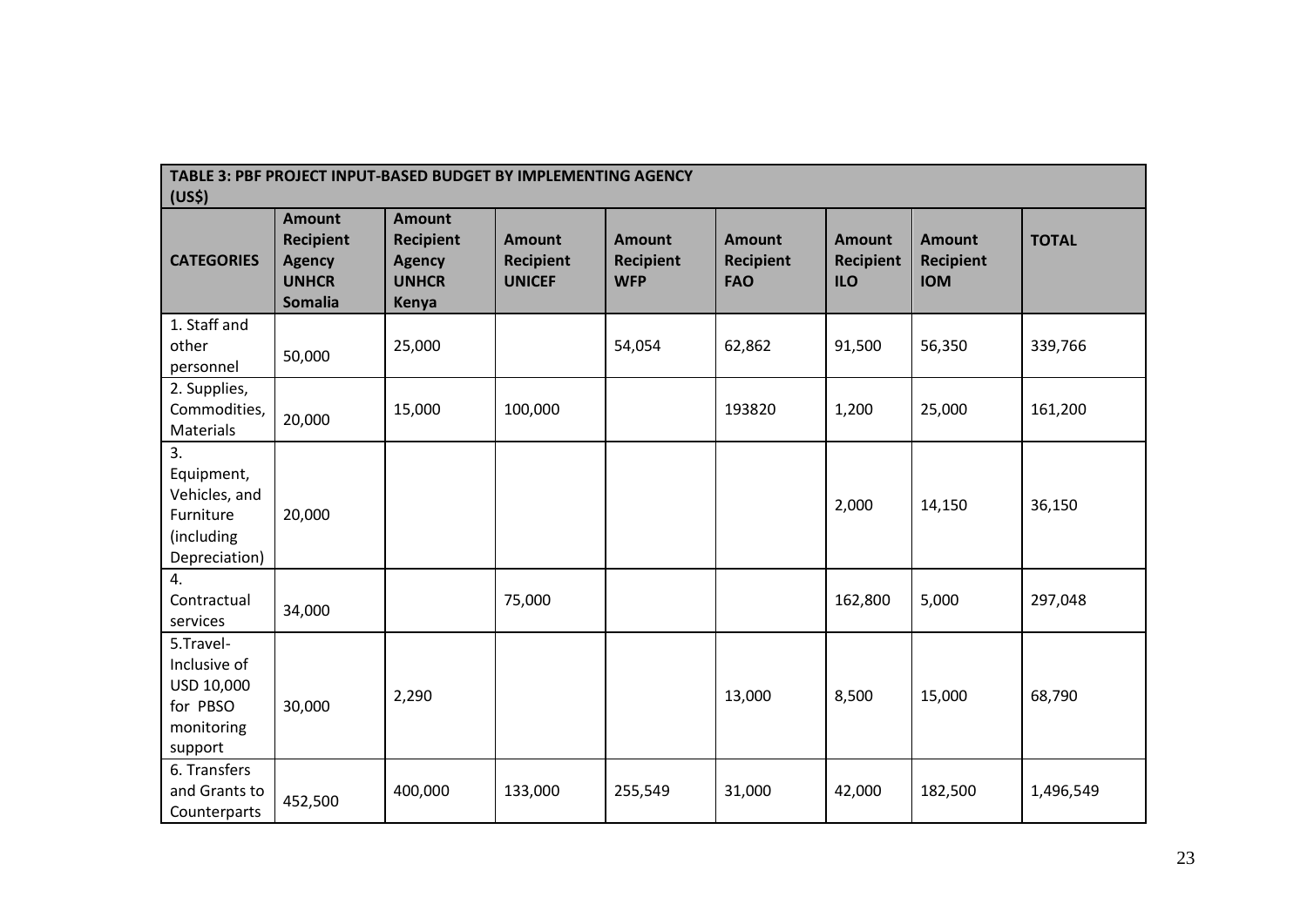| TABLE 3: PBF PROJECT INPUT-BASED BUDGET BY IMPLEMENTING AGENCY (US$) | | | | | | | | |
|---|---|---|---|---|---|---|---|---|
| **CATEGORIES** | **Amount Recipient Agency UNHCR Somalia** | **Amount Recipient Agency UNHCR Kenya** | **Amount Recipient UNICEF** | **Amount Recipient WFP** | **Amount Recipient FAO** | **Amount Recipient ILO** | **Amount Recipient IOM** | **TOTAL** |
| 1. Staff and other personnel | 50,000 | 25,000 | | 54,054 | 62,862 | 91,500 | 56,350 | 339,766 |
| 2. Supplies, Commodities, Materials | 20,000 | 15,000 | 100,000 | | 193820 | 1,200 | 25,000 | 161,200 |
| 3. Equipment, Vehicles, and Furniture (including Depreciation) | 20,000 | | | | | 2,000 | 14,150 | 36,150 |
| 4. Contractual services | 34,000 | | 75,000 | | | 162,800 | 5,000 | 297,048 |
| 5.Travel- Inclusive of USD 10,000 for PBSO monitoring support | 30,000 | 2,290 | | | 13,000 | 8,500 | 15,000 | 68,790 |
| 6. Transfers and Grants to Counterparts | 452,500 | 400,000 | 133,000 | 255,549 | 31,000 | 42,000 | 182,500 | 1,496,549 |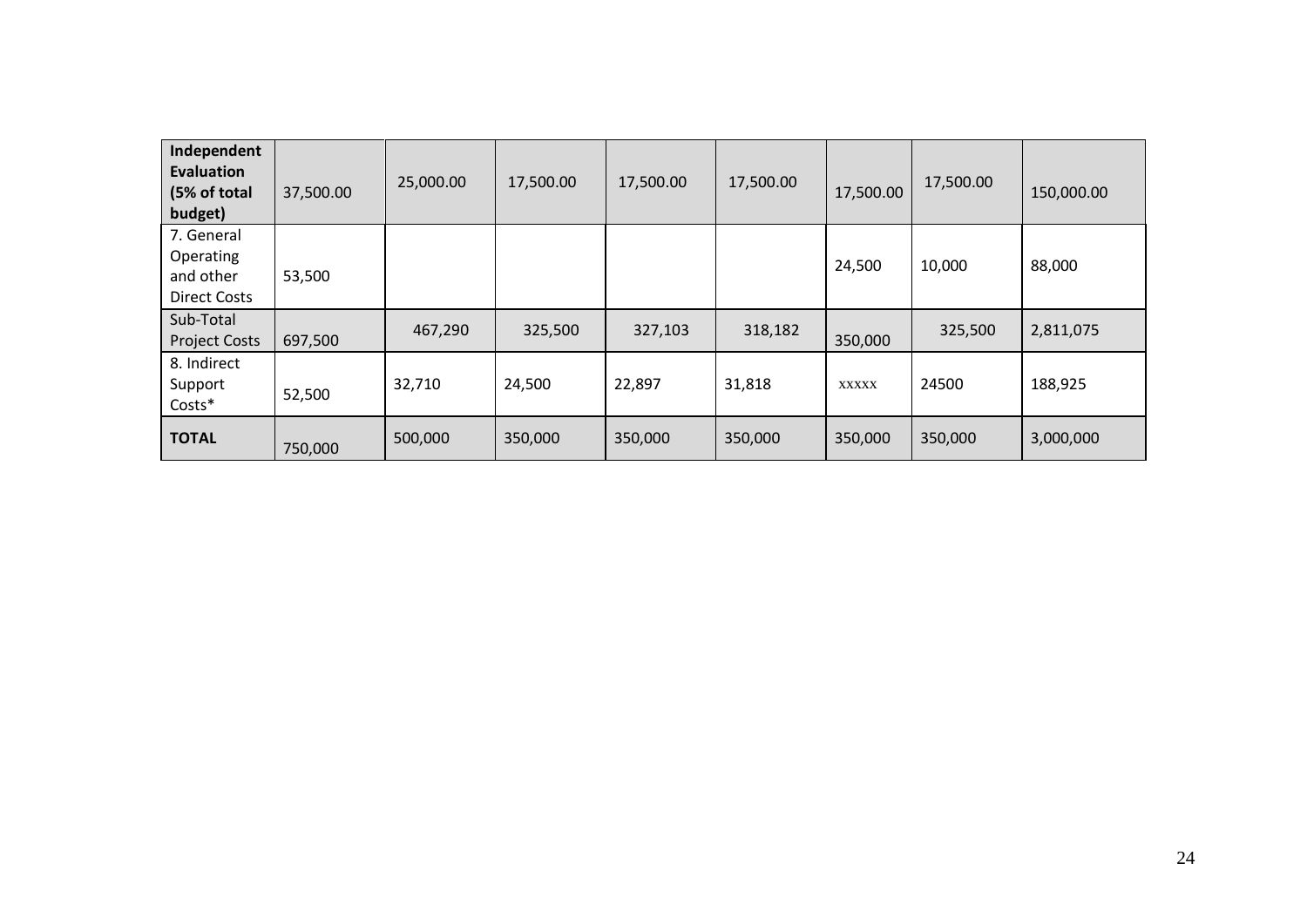| **Independent Evaluation (5% of total budget)** | 37,500.00 | 25,000.00 | 17,500.00 | 17,500.00 | 17,500.00 | 17,500.00 | 17,500.00 | 150,000.00 |
|---|---|---|---|---|---|---|---|---|
| 7. General Operating and other Direct Costs | 53,500 | | | | | 24,500 | 10,000 | 88,000 |
| Sub-Total Project Costs | 697,500 | 467,290 | 325,500 | 327,103 | 318,182 | 350,000 | 325,500 | 2,811,075 |
| 8. Indirect Support Costs* | 52,500 | 32,710 | 24,500 | 22,897 | 31,818 | xxxxx | 24500 | 188,925 |
| **TOTAL** | 750,000 | 500,000 | 350,000 | 350,000 | 350,000 | 350,000 | 350,000 | 3,000,000 |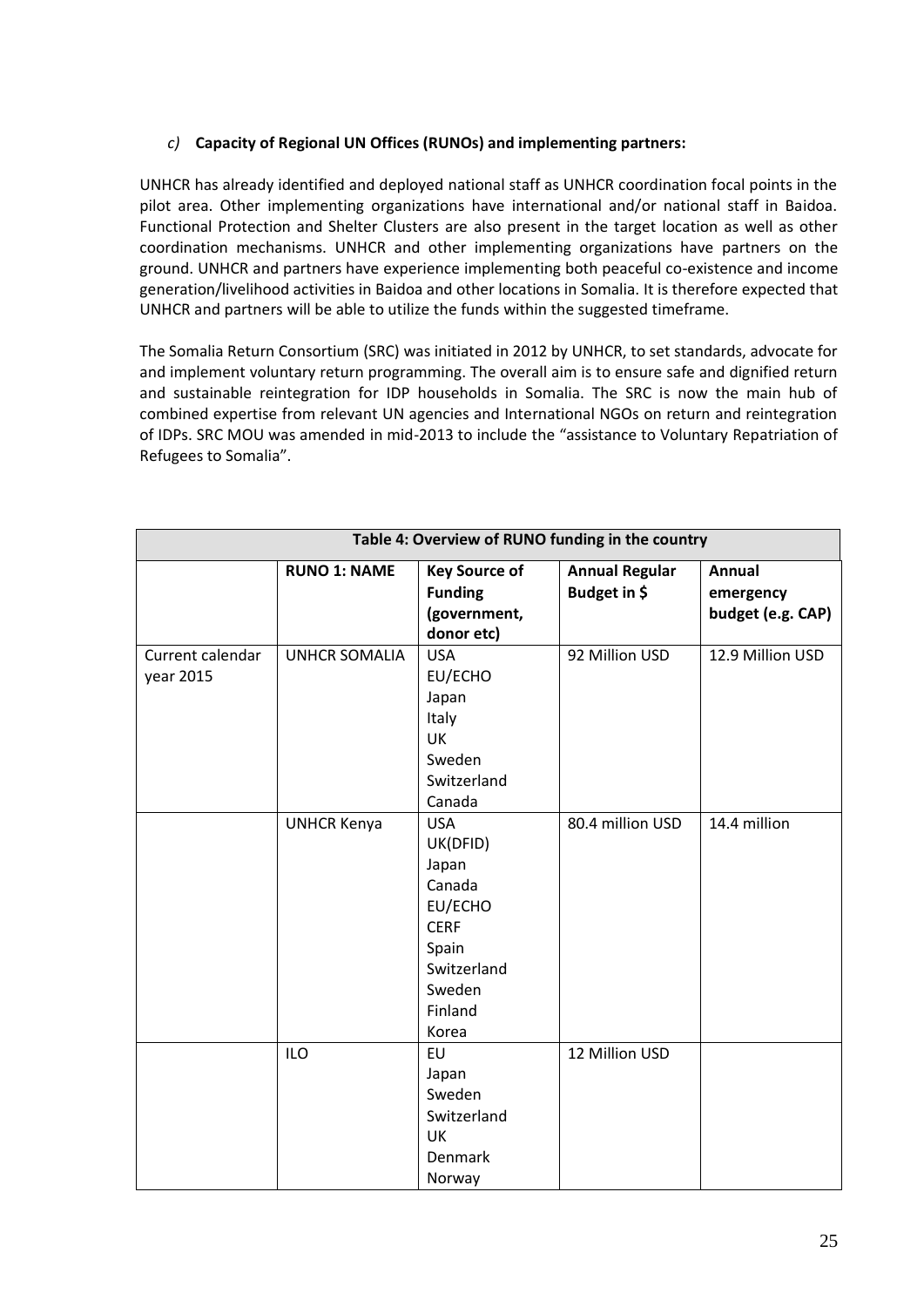### *c)* **Capacity of Regional UN Offices (RUNOs) and implementing partners:**

UNHCR has already identified and deployed national staff as UNHCR coordination focal points in the pilot area. Other implementing organizations have international and/or national staff in Baidoa. Functional Protection and Shelter Clusters are also present in the target location as well as other coordination mechanisms. UNHCR and other implementing organizations have partners on the ground. UNHCR and partners have experience implementing both peaceful co-existence and income generation/livelihood activities in Baidoa and other locations in Somalia. It is therefore expected that UNHCR and partners will be able to utilize the funds within the suggested timeframe.

The Somalia Return Consortium (SRC) was initiated in 2012 by UNHCR, to set standards, advocate for and implement voluntary return programming. The overall aim is to ensure safe and dignified return and sustainable reintegration for IDP households in Somalia. The SRC is now the main hub of combined expertise from relevant UN agencies and International NGOs on return and reintegration of IDPs. SRC MOU was amended in mid-2013 to include the "assistance to Voluntary Repatriation of Refugees to Somalia".

| **Table 4: Overview of RUNO funding in the country** | | | | |
|---|---|---|---|---|
| | **RUNO 1: NAME** | **Key Source of Funding (government, donor etc)** | **Annual Regular Budget in $** | **Annual emergency budget (e.g. CAP)** |
| Current calendar year 2015 | UNHCR SOMALIA | USA<br>EU/ECHO<br>Japan<br>Italy<br>UK<br>Sweden<br>Switzerland<br>Canada | 92 Million USD | 12.9 Million USD |
| | UNHCR Kenya | USA<br>UK(DFID)<br>Japan<br>Canada<br>EU/ECHO<br>CERF<br>Spain<br>Switzerland<br>Sweden<br>Finland<br>Korea | 80.4 million USD | 14.4 million |
| | ILO | EU<br>Japan<br>Sweden<br>Switzerland<br>UK<br>Denmark<br>Norway | 12 Million USD | |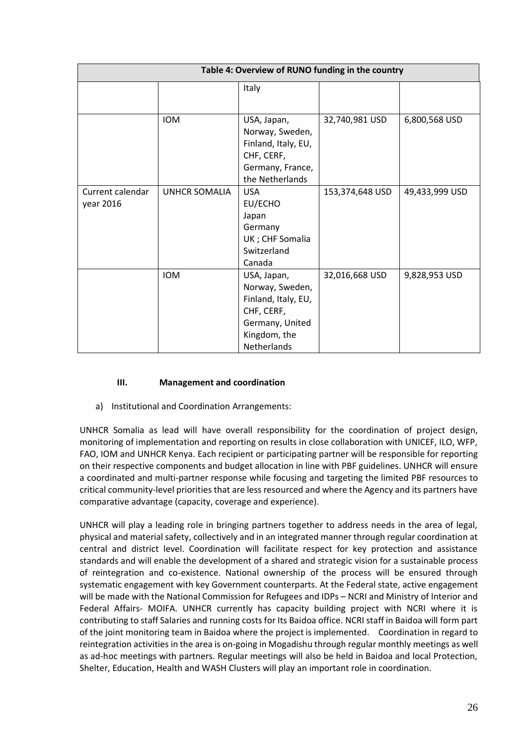| Table 4: Overview of RUNO funding in the country | | | | |
|---|---|---|---|---|
| | | Italy | | |
| | IOM | USA, Japan, Norway, Sweden, Finland, Italy, EU, CHF, CERF, Germany, France, the Netherlands | 32,740,981 USD | 6,800,568 USD |
| Current calendar year 2016 | UNHCR SOMALIA | USA<br>EU/ECHO<br>Japan<br>Germany<br>UK ; CHF Somalia<br>Switzerland<br>Canada | 153,374,648 USD | 49,433,999 USD |
| | IOM | USA, Japan, Norway, Sweden, Finland, Italy, EU, CHF, CERF, Germany, United Kingdom, the Netherlands | 32,016,668 USD | 9,828,953 USD |

## III. Management and coordination

a) Institutional and Coordination Arrangements:

UNHCR Somalia as lead will have overall responsibility for the coordination of project design, monitoring of implementation and reporting on results in close collaboration with UNICEF, ILO, WFP, FAO, IOM and UNHCR Kenya. Each recipient or participating partner will be responsible for reporting on their respective components and budget allocation in line with PBF guidelines. UNHCR will ensure a coordinated and multi-partner response while focusing and targeting the limited PBF resources to critical community-level priorities that are less resourced and where the Agency and its partners have comparative advantage (capacity, coverage and experience).

UNHCR will play a leading role in bringing partners together to address needs in the area of legal, physical and material safety, collectively and in an integrated manner through regular coordination at central and district level. Coordination will facilitate respect for key protection and assistance standards and will enable the development of a shared and strategic vision for a sustainable process of reintegration and co-existence. National ownership of the process will be ensured through systematic engagement with key Government counterparts. At the Federal state, active engagement will be made with the National Commission for Refugees and IDPs – NCRI and Ministry of Interior and Federal Affairs- MOIFA. UNHCR currently has capacity building project with NCRI where it is contributing to staff Salaries and running costs for Its Baidoa office. NCRI staff in Baidoa will form part of the joint monitoring team in Baidoa where the project is implemented. Coordination in regard to reintegration activities in the area is on-going in Mogadishu through regular monthly meetings as well as ad-hoc meetings with partners. Regular meetings will also be held in Baidoa and local Protection, Shelter, Education, Health and WASH Clusters will play an important role in coordination.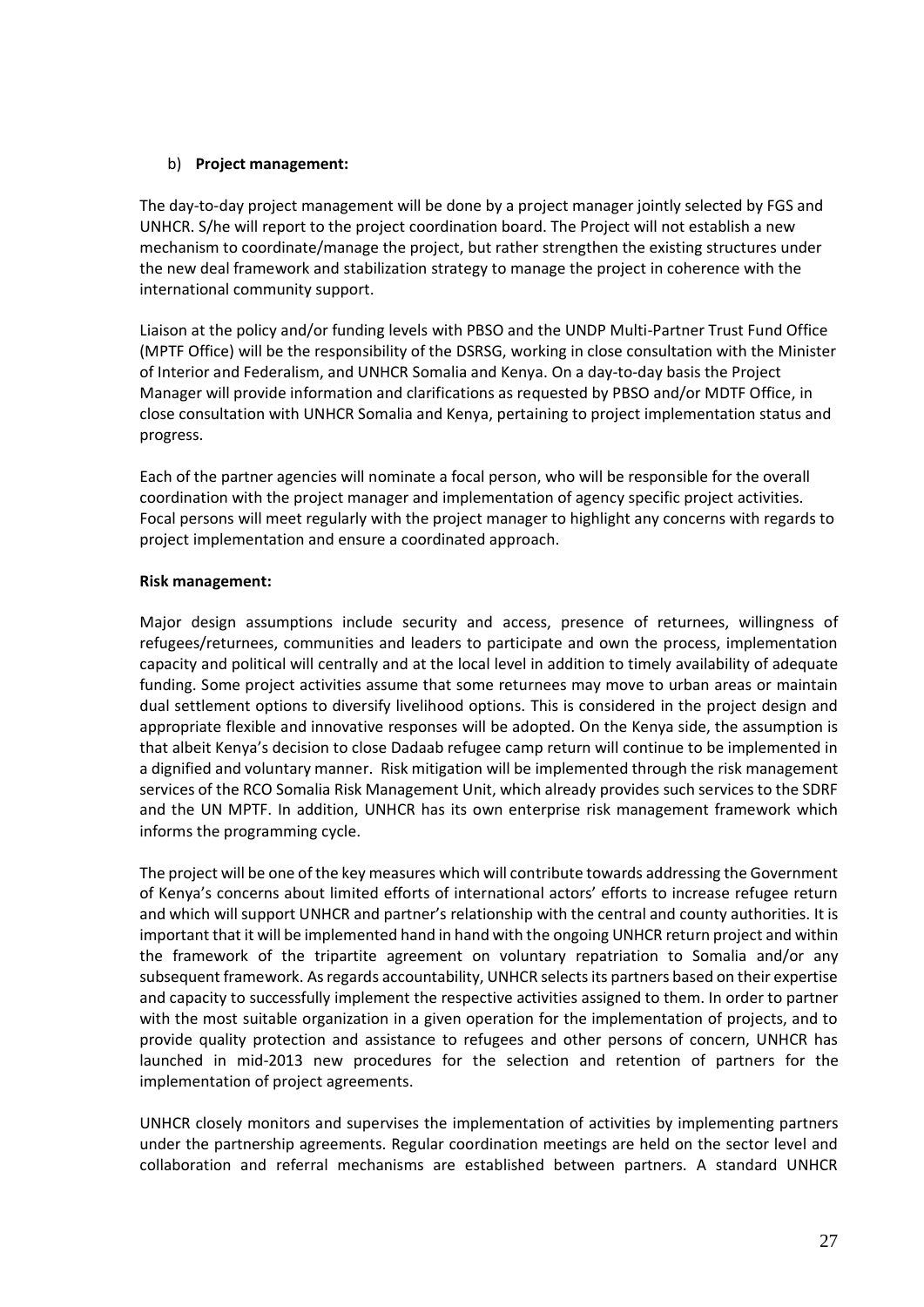b) **Project management:**

The day-to-day project management will be done by a project manager jointly selected by FGS and UNHCR. S/he will report to the project coordination board. The Project will not establish a new mechanism to coordinate/manage the project, but rather strengthen the existing structures under the new deal framework and stabilization strategy to manage the project in coherence with the international community support.

Liaison at the policy and/or funding levels with PBSO and the UNDP Multi-Partner Trust Fund Office (MPTF Office) will be the responsibility of the DSRSG, working in close consultation with the Minister of Interior and Federalism, and UNHCR Somalia and Kenya. On a day-to-day basis the Project Manager will provide information and clarifications as requested by PBSO and/or MDTF Office, in close consultation with UNHCR Somalia and Kenya, pertaining to project implementation status and progress.

Each of the partner agencies will nominate a focal person, who will be responsible for the overall coordination with the project manager and implementation of agency specific project activities. Focal persons will meet regularly with the project manager to highlight any concerns with regards to project implementation and ensure a coordinated approach.

**Risk management:**

Major design assumptions include security and access, presence of returnees, willingness of refugees/returnees, communities and leaders to participate and own the process, implementation capacity and political will centrally and at the local level in addition to timely availability of adequate funding. Some project activities assume that some returnees may move to urban areas or maintain dual settlement options to diversify livelihood options. This is considered in the project design and appropriate flexible and innovative responses will be adopted. On the Kenya side, the assumption is that albeit Kenya's decision to close Dadaab refugee camp return will continue to be implemented in a dignified and voluntary manner. Risk mitigation will be implemented through the risk management services of the RCO Somalia Risk Management Unit, which already provides such services to the SDRF and the UN MPTF. In addition, UNHCR has its own enterprise risk management framework which informs the programming cycle.

The project will be one of the key measures which will contribute towards addressing the Government of Kenya's concerns about limited efforts of international actors' efforts to increase refugee return and which will support UNHCR and partner's relationship with the central and county authorities. It is important that it will be implemented hand in hand with the ongoing UNHCR return project and within the framework of the tripartite agreement on voluntary repatriation to Somalia and/or any subsequent framework. As regards accountability, UNHCR selects its partners based on their expertise and capacity to successfully implement the respective activities assigned to them. In order to partner with the most suitable organization in a given operation for the implementation of projects, and to provide quality protection and assistance to refugees and other persons of concern, UNHCR has launched in mid-2013 new procedures for the selection and retention of partners for the implementation of project agreements.

UNHCR closely monitors and supervises the implementation of activities by implementing partners under the partnership agreements. Regular coordination meetings are held on the sector level and collaboration and referral mechanisms are established between partners. A standard UNHCR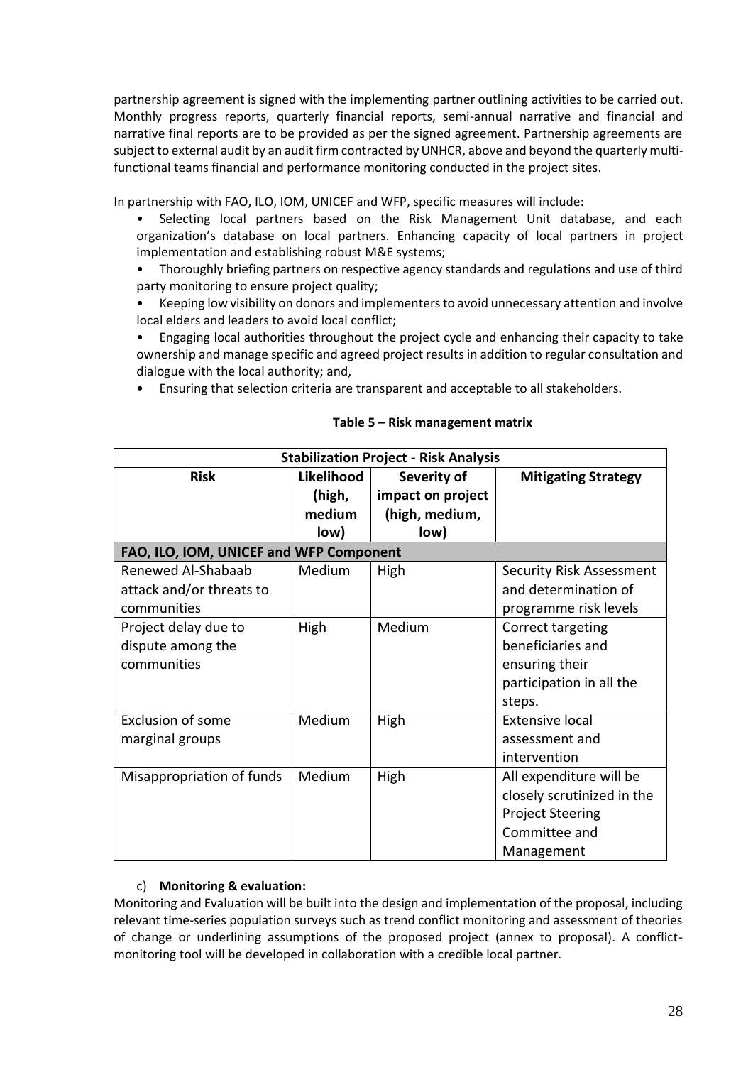partnership agreement is signed with the implementing partner outlining activities to be carried out. Monthly progress reports, quarterly financial reports, semi-annual narrative and financial and narrative final reports are to be provided as per the signed agreement. Partnership agreements are subject to external audit by an audit firm contracted by UNHCR, above and beyond the quarterly multi-functional teams financial and performance monitoring conducted in the project sites.

In partnership with FAO, ILO, IOM, UNICEF and WFP, specific measures will include:

- Selecting local partners based on the Risk Management Unit database, and each organization's database on local partners. Enhancing capacity of local partners in project implementation and establishing robust M&E systems;
- Thoroughly briefing partners on respective agency standards and regulations and use of third party monitoring to ensure project quality;
- Keeping low visibility on donors and implementers to avoid unnecessary attention and involve local elders and leaders to avoid local conflict;
- Engaging local authorities throughout the project cycle and enhancing their capacity to take ownership and manage specific and agreed project results in addition to regular consultation and dialogue with the local authority; and,
- Ensuring that selection criteria are transparent and acceptable to all stakeholders.

**Table 5 – Risk management matrix**

| **Stabilization Project - Risk Analysis** | | | |
|---|---|---|---|
| **Risk** | **Likelihood (high, medium low)** | **Severity of impact on project (high, medium, low)** | **Mitigating Strategy** |
| **FAO, ILO, IOM, UNICEF and WFP Component** | | | |
| Renewed Al-Shabaab attack and/or threats to communities | Medium | High | Security Risk Assessment and determination of programme risk levels |
| Project delay due to dispute among the communities | High | Medium | Correct targeting beneficiaries and ensuring their participation in all the steps. |
| Exclusion of some marginal groups | Medium | High | Extensive local assessment and intervention |
| Misappropriation of funds | Medium | High | All expenditure will be closely scrutinized in the Project Steering Committee and Management |

c) **Monitoring & evaluation:**

Monitoring and Evaluation will be built into the design and implementation of the proposal, including relevant time-series population surveys such as trend conflict monitoring and assessment of theories of change or underlining assumptions of the proposed project (annex to proposal). A conflict-monitoring tool will be developed in collaboration with a credible local partner.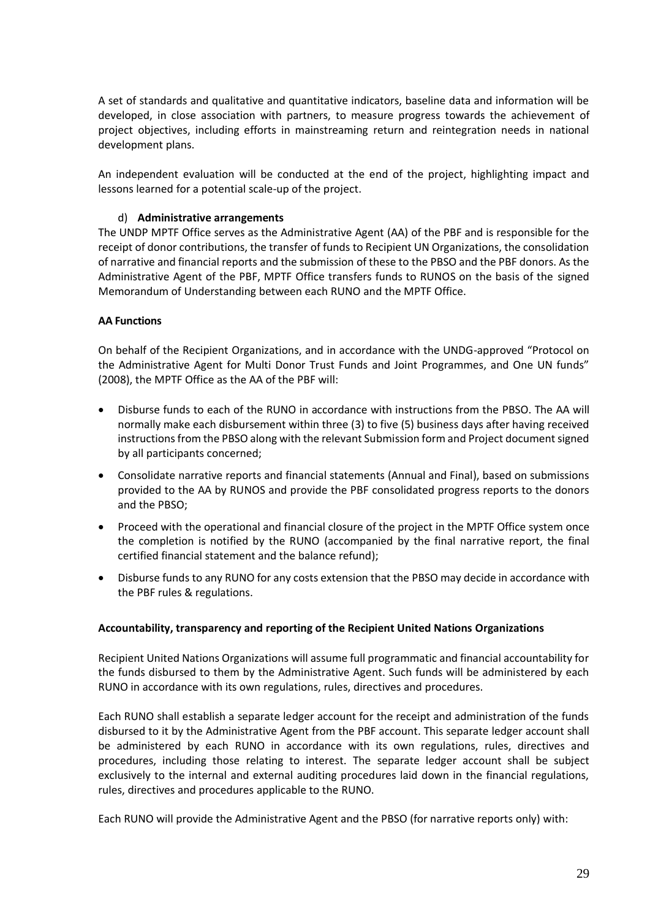A set of standards and qualitative and quantitative indicators, baseline data and information will be developed, in close association with partners, to measure progress towards the achievement of project objectives, including efforts in mainstreaming return and reintegration needs in national development plans.

An independent evaluation will be conducted at the end of the project, highlighting impact and lessons learned for a potential scale-up of the project.

d) **Administrative arrangements**

The UNDP MPTF Office serves as the Administrative Agent (AA) of the PBF and is responsible for the receipt of donor contributions, the transfer of funds to Recipient UN Organizations, the consolidation of narrative and financial reports and the submission of these to the PBSO and the PBF donors. As the Administrative Agent of the PBF, MPTF Office transfers funds to RUNOS on the basis of the signed Memorandum of Understanding between each RUNO and the MPTF Office.

**AA Functions**

On behalf of the Recipient Organizations, and in accordance with the UNDG-approved "Protocol on the Administrative Agent for Multi Donor Trust Funds and Joint Programmes, and One UN funds" (2008), the MPTF Office as the AA of the PBF will:

- Disburse funds to each of the RUNO in accordance with instructions from the PBSO. The AA will normally make each disbursement within three (3) to five (5) business days after having received instructions from the PBSO along with the relevant Submission form and Project document signed by all participants concerned;
- Consolidate narrative reports and financial statements (Annual and Final), based on submissions provided to the AA by RUNOS and provide the PBF consolidated progress reports to the donors and the PBSO;
- Proceed with the operational and financial closure of the project in the MPTF Office system once the completion is notified by the RUNO (accompanied by the final narrative report, the final certified financial statement and the balance refund);
- Disburse funds to any RUNO for any costs extension that the PBSO may decide in accordance with the PBF rules & regulations.

**Accountability, transparency and reporting of the Recipient United Nations Organizations**

Recipient United Nations Organizations will assume full programmatic and financial accountability for the funds disbursed to them by the Administrative Agent. Such funds will be administered by each RUNO in accordance with its own regulations, rules, directives and procedures.

Each RUNO shall establish a separate ledger account for the receipt and administration of the funds disbursed to it by the Administrative Agent from the PBF account. This separate ledger account shall be administered by each RUNO in accordance with its own regulations, rules, directives and procedures, including those relating to interest. The separate ledger account shall be subject exclusively to the internal and external auditing procedures laid down in the financial regulations, rules, directives and procedures applicable to the RUNO.

Each RUNO will provide the Administrative Agent and the PBSO (for narrative reports only) with: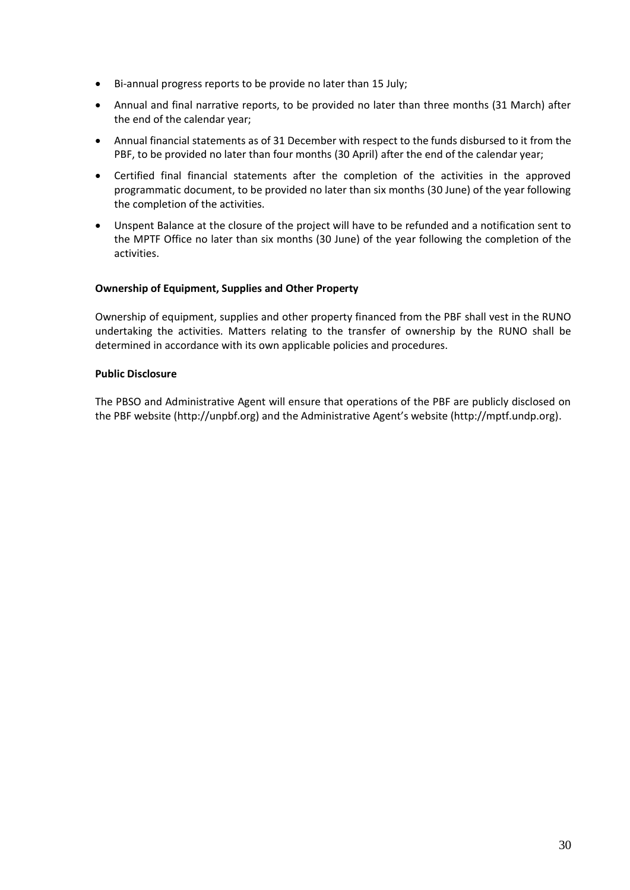- Bi-annual progress reports to be provide no later than 15 July;
- Annual and final narrative reports, to be provided no later than three months (31 March) after the end of the calendar year;
- Annual financial statements as of 31 December with respect to the funds disbursed to it from the PBF, to be provided no later than four months (30 April) after the end of the calendar year;
- Certified final financial statements after the completion of the activities in the approved programmatic document, to be provided no later than six months (30 June) of the year following the completion of the activities.
- Unspent Balance at the closure of the project will have to be refunded and a notification sent to the MPTF Office no later than six months (30 June) of the year following the completion of the activities.

**Ownership of Equipment, Supplies and Other Property**

Ownership of equipment, supplies and other property financed from the PBF shall vest in the RUNO undertaking the activities. Matters relating to the transfer of ownership by the RUNO shall be determined in accordance with its own applicable policies and procedures.

**Public Disclosure**

The PBSO and Administrative Agent will ensure that operations of the PBF are publicly disclosed on the PBF website (http://unpbf.org) and the Administrative Agent's website (http://mptf.undp.org).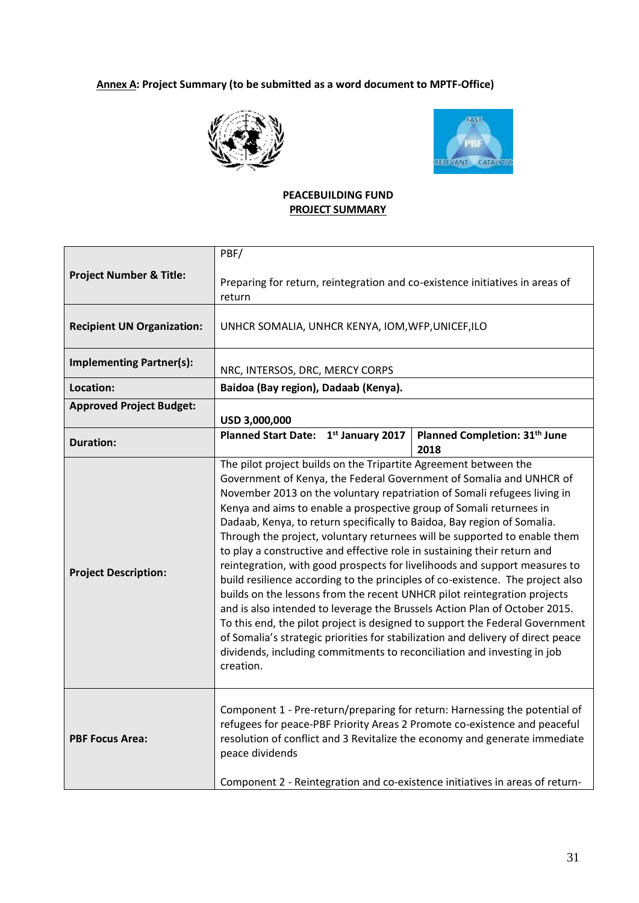**<u>Annex A</u>: Project Summary (to be submitted as a word document to MPTF-Office)**

**PEACEBUILDING FUND**
**<u>PROJECT SUMMARY</u>**

| | | |
|---|---|---|
| **Project Number & Title:** | PBF/<br><br>Preparing for return, reintegration and co-existence initiatives in areas of return | |
| **Recipient UN Organization:** | UNHCR SOMALIA, UNHCR KENYA, IOM,WFP,UNICEF,ILO | |
| **Implementing Partner(s):** | NRC, INTERSOS, DRC, MERCY CORPS | |
| **Location:** | **Baidoa (Bay region), Dadaab (Kenya).** | |
| **Approved Project Budget:** | **USD 3,000,000** | |
| **Duration:** | **Planned Start Date: 1st January 2017** | **Planned Completion: 31th June 2018** |
| **Project Description:** | The pilot project builds on the Tripartite Agreement between the Government of Kenya, the Federal Government of Somalia and UNHCR of November 2013 on the voluntary repatriation of Somali refugees living in Kenya and aims to enable a prospective group of Somali returnees in Dadaab, Kenya, to return specifically to Baidoa, Bay region of Somalia. Through the project, voluntary returnees will be supported to enable them to play a constructive and effective role in sustaining their return and reintegration, with good prospects for livelihoods and support measures to build resilience according to the principles of co-existence. The project also builds on the lessons from the recent UNHCR pilot reintegration projects and is also intended to leverage the Brussels Action Plan of October 2015. To this end, the pilot project is designed to support the Federal Government of Somalia's strategic priorities for stabilization and delivery of direct peace dividends, including commitments to reconciliation and investing in job creation. | |
| **PBF Focus Area:** | Component 1 - Pre-return/preparing for return: Harnessing the potential of refugees for peace-PBF Priority Areas 2 Promote co-existence and peaceful resolution of conflict and 3 Revitalize the economy and generate immediate peace dividends<br><br>Component 2 - Reintegration and co-existence initiatives in areas of return- | |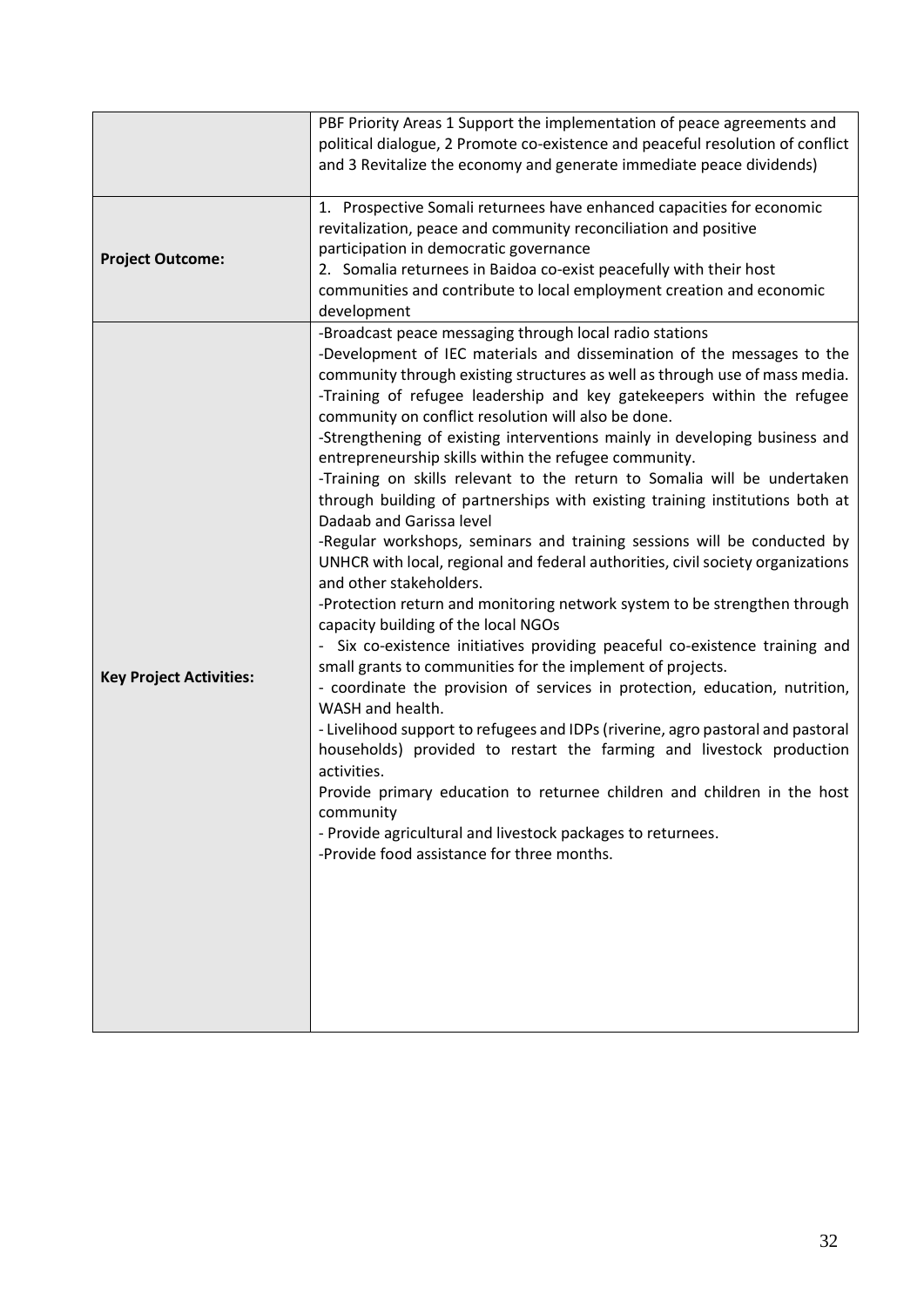| | |
|---|---|
| | PBF Priority Areas 1 Support the implementation of peace agreements and political dialogue, 2 Promote co-existence and peaceful resolution of conflict and 3 Revitalize the economy and generate immediate peace dividends) |
| **Project Outcome:** | 1. Prospective Somali returnees have enhanced capacities for economic revitalization, peace and community reconciliation and positive participation in democratic governance<br>2. Somalia returnees in Baidoa co-exist peacefully with their host communities and contribute to local employment creation and economic development |
| **Key Project Activities:** | -Broadcast peace messaging through local radio stations<br>-Development of IEC materials and dissemination of the messages to the community through existing structures as well as through use of mass media.<br>-Training of refugee leadership and key gatekeepers within the refugee community on conflict resolution will also be done.<br>-Strengthening of existing interventions mainly in developing business and entrepreneurship skills within the refugee community.<br>-Training on skills relevant to the return to Somalia will be undertaken through building of partnerships with existing training institutions both at Dadaab and Garissa level<br>-Regular workshops, seminars and training sessions will be conducted by UNHCR with local, regional and federal authorities, civil society organizations and other stakeholders.<br>-Protection return and monitoring network system to be strengthen through capacity building of the local NGOs<br>- Six co-existence initiatives providing peaceful co-existence training and small grants to communities for the implement of projects.<br>- coordinate the provision of services in protection, education, nutrition, WASH and health.<br>- Livelihood support to refugees and IDPs (riverine, agro pastoral and pastoral households) provided to restart the farming and livestock production activities.<br>Provide primary education to returnee children and children in the host community<br>- Provide agricultural and livestock packages to returnees.<br>-Provide food assistance for three months. |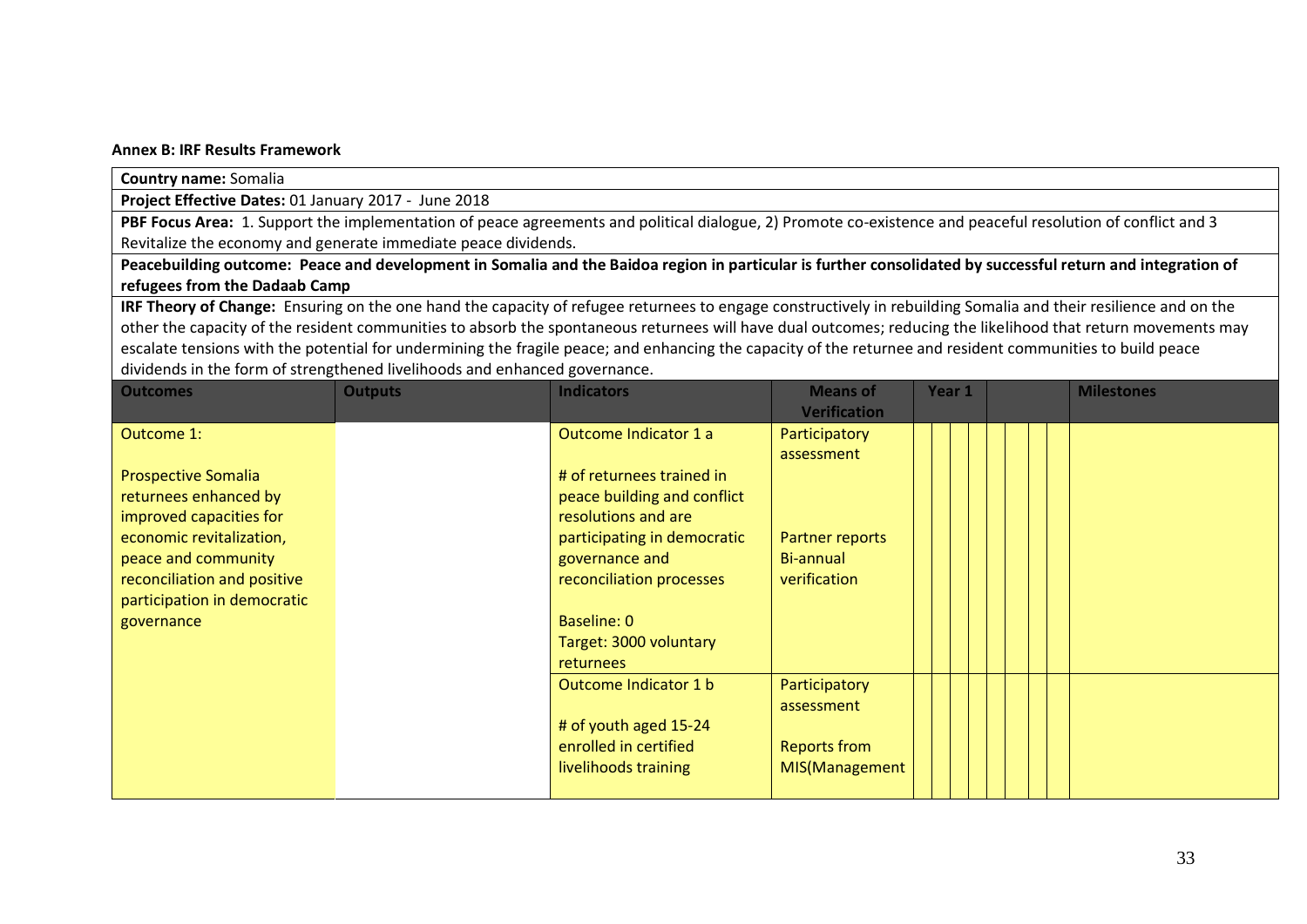**Annex B: IRF Results Framework**

**Country name:** Somalia

**Project Effective Dates:** 01 January 2017 - June 2018

**PBF Focus Area:** 1. Support the implementation of peace agreements and political dialogue, 2) Promote co-existence and peaceful resolution of conflict and 3 Revitalize the economy and generate immediate peace dividends.

**Peacebuilding outcome: Peace and development in Somalia and the Baidoa region in particular is further consolidated by successful return and integration of refugees from the Dadaab Camp**

**IRF Theory of Change:** Ensuring on the one hand the capacity of refugee returnees to engage constructively in rebuilding Somalia and their resilience and on the other the capacity of the resident communities to absorb the spontaneous returnees will have dual outcomes; reducing the likelihood that return movements may escalate tensions with the potential for undermining the fragile peace; and enhancing the capacity of the returnee and resident communities to build peace dividends in the form of strengthened livelihoods and enhanced governance.

| Outcomes | Outputs | Indicators | Means of Verification | Year 1 | | | | | | | | Milestones |
|---|---|---|---|---|---|---|---|---|---|---|---|---|
| Outcome 1:<br><br>Prospective Somalia returnees enhanced by improved capacities for economic revitalization, peace and community reconciliation and positive participation in democratic governance | | Outcome Indicator 1 a<br><br># of returnees trained in peace building and conflict resolutions and are participating in democratic governance and reconciliation processes<br><br>Baseline: 0<br>Target: 3000 voluntary returnees | Participatory assessment<br><br>Partner reports Bi-annual verification | | | | | | | | | |
| | | Outcome Indicator 1 b<br><br># of youth aged 15-24 enrolled in certified livelihoods training | Participatory assessment<br><br>Reports from MIS(Management | | | | | | | | | |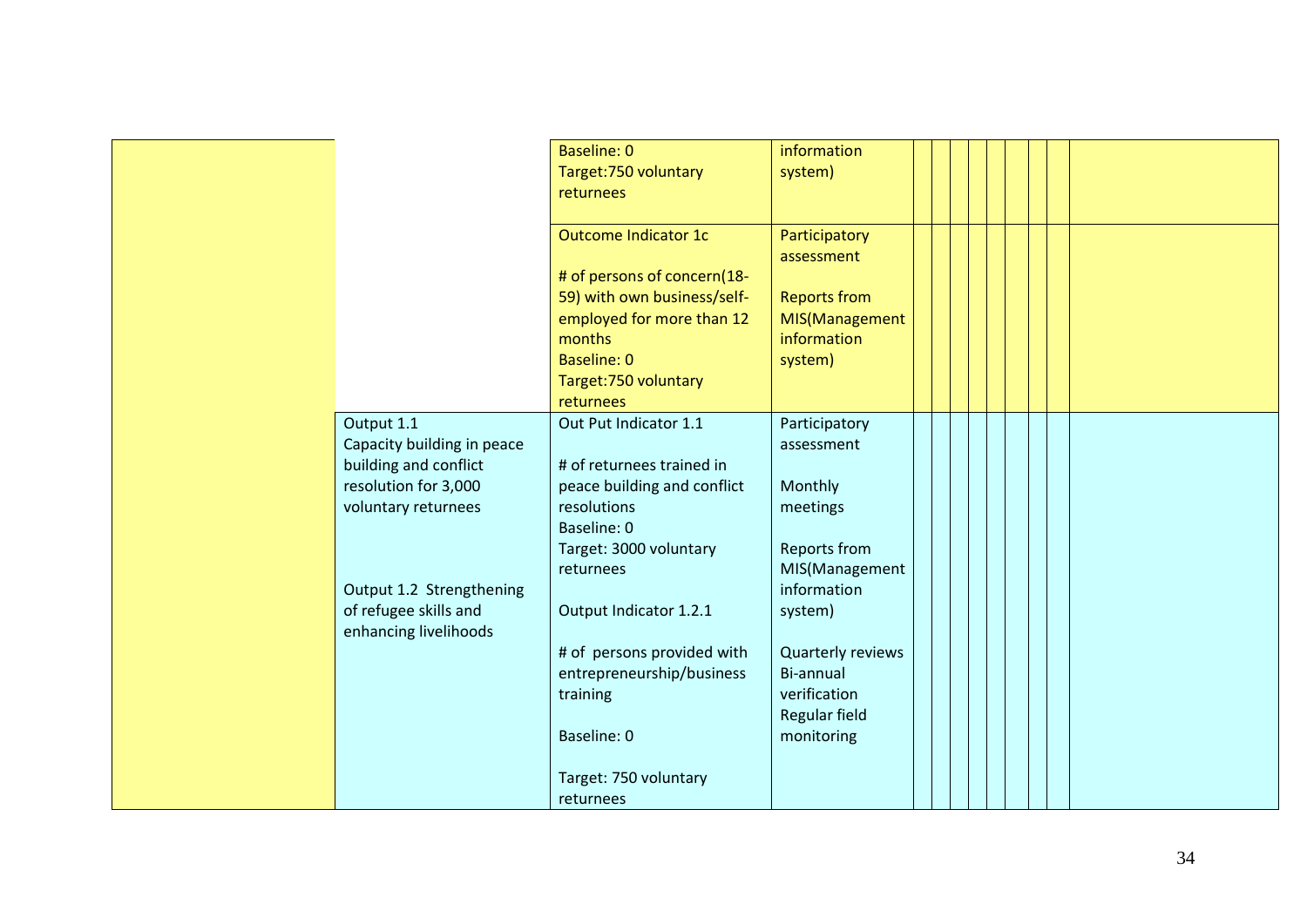| | | | | | | | | | | | | |
|---|---|---|---|---|---|---|---|---|---|---|---|---|
| | | Baseline: 0<br>Target:750 voluntary returnees | information system) | | | | | | | | | |
| | | Outcome Indicator 1c<br><br># of persons of concern(18-59) with own business/self-employed for more than 12 months<br>Baseline: 0<br>Target:750 voluntary returnees | Participatory assessment<br><br>Reports from MIS(Management information system) | | | | | | | | | |
| | Output 1.1<br>Capacity building in peace building and conflict resolution for 3,000 voluntary returnees<br><br><br>Output 1.2 Strengthening of refugee skills and enhancing livelihoods | Out Put Indicator 1.1<br><br># of returnees trained in peace building and conflict resolutions<br>Baseline: 0<br>Target: 3000 voluntary returnees<br><br>Output Indicator 1.2.1<br><br># of persons provided with entrepreneurship/business training<br><br>Baseline: 0<br><br>Target: 750 voluntary returnees | Participatory assessment<br><br>Monthly meetings<br><br>Reports from MIS(Management information system)<br><br>Quarterly reviews<br>Bi-annual verification<br>Regular field monitoring | | | | | | | | | |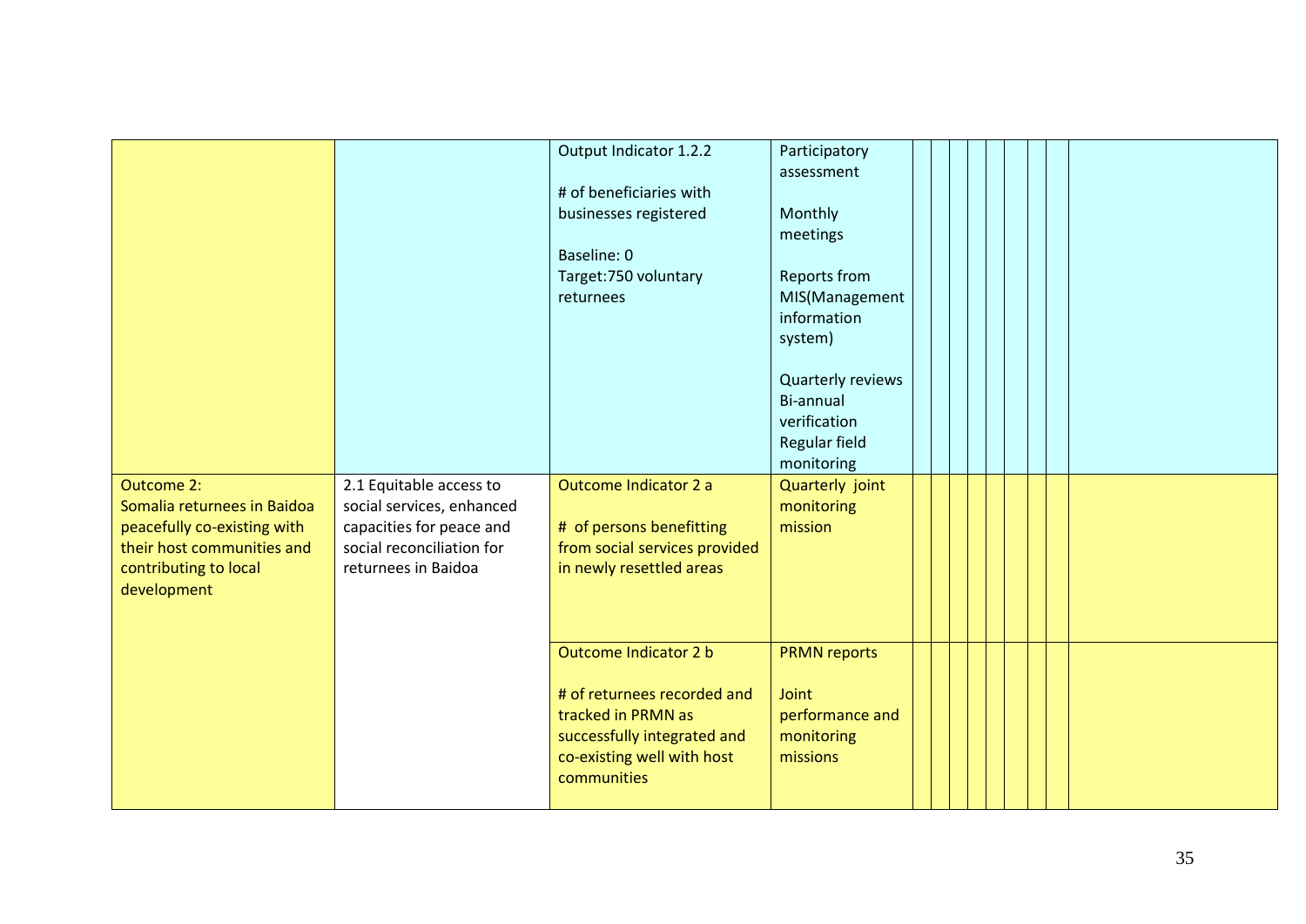| | | | | | | | | | | | | |
|---|---|---|---|---|---|---|---|---|---|---|---|---|
| | | Output Indicator 1.2.2<br><br># of beneficiaries with businesses registered<br><br>Baseline: 0<br>Target:750 voluntary returnees | Participatory assessment<br><br>Monthly meetings<br><br>Reports from MIS(Management information system)<br><br>Quarterly reviews<br>Bi-annual verification<br>Regular field monitoring | | | | | | | | | |
| Outcome 2:<br>Somalia returnees in Baidoa peacefully co-existing with their host communities and contributing to local development | 2.1 Equitable access to social services, enhanced capacities for peace and social reconciliation for returnees in Baidoa | Outcome Indicator 2 a<br><br># of persons benefitting from social services provided in newly resettled areas | Quarterly joint monitoring mission | | | | | | | | | |
| | | Outcome Indicator 2 b<br><br># of returnees recorded and tracked in PRMN as successfully integrated and co-existing well with host communities | PRMN reports<br><br>Joint performance and monitoring missions | | | | | | | | | |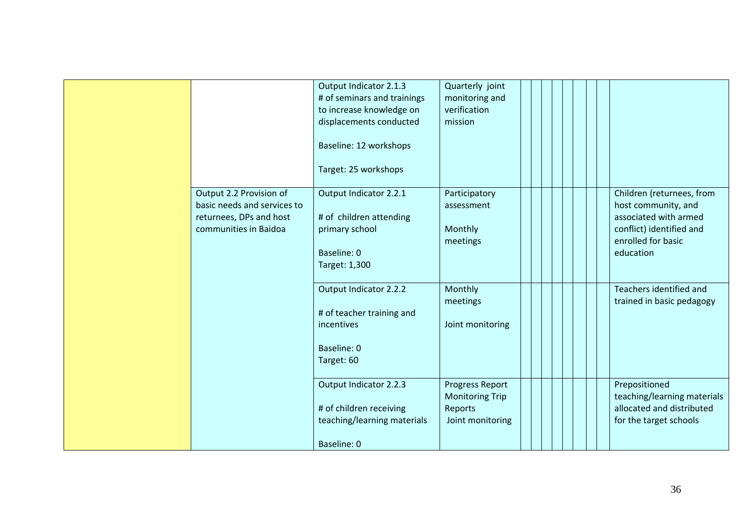| | | | | | | | | | | | | |
|---|---|---|---|---|---|---|---|---|---|---|---|---|
| | | Output Indicator 2.1.3<br># of seminars and trainings to increase knowledge on displacements conducted<br><br>Baseline: 12 workshops<br><br>Target: 25 workshops | Quarterly joint monitoring and verification mission | | | | | | | | | |
| | Output 2.2 Provision of basic needs and services to returnees, DPs and host communities in Baidoa | Output Indicator 2.2.1<br><br># of children attending primary school<br><br>Baseline: 0<br>Target: 1,300 | Participatory assessment<br><br>Monthly meetings | | | | | | | | | Children (returnees, from host community, and associated with armed conflict) identified and enrolled for basic education |
| | | Output Indicator 2.2.2<br><br># of teacher training and incentives<br><br>Baseline: 0<br>Target: 60 | Monthly meetings<br><br>Joint monitoring | | | | | | | | | Teachers identified and trained in basic pedagogy |
| | | Output Indicator 2.2.3<br><br># of children receiving teaching/learning materials<br><br>Baseline: 0 | Progress Report<br>Monitoring Trip Reports<br>Joint monitoring | | | | | | | | | Prepositioned teaching/learning materials allocated and distributed for the target schools |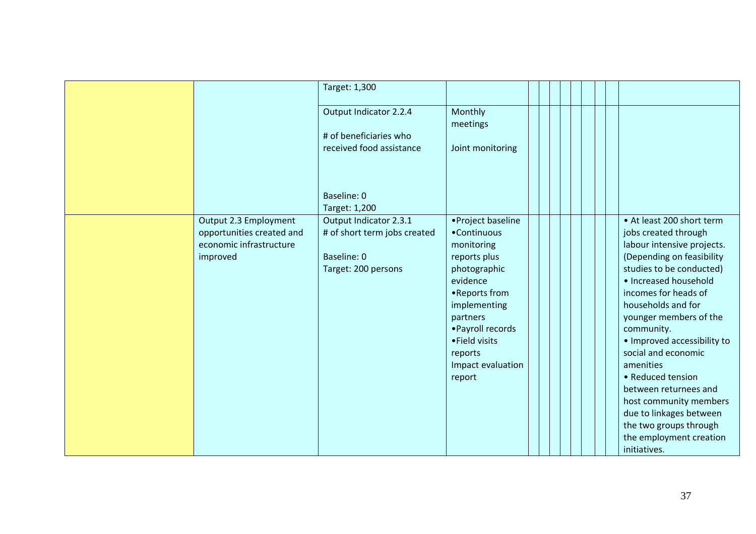| | | | | | | | | | | | | |
|---|---|---|---|---|---|---|---|---|---|---|---|---|
| | | Target: 1,300 | | | | | | | | | | |
| | | Output Indicator 2.2.4<br><br># of beneficiaries who received food assistance<br><br>Baseline: 0<br>Target: 1,200 | Monthly meetings<br><br>Joint monitoring | | | | | | | | | |
| | Output 2.3 Employment opportunities created and economic infrastructure improved | Output Indicator 2.3.1<br># of short term jobs created<br><br>Baseline: 0<br>Target: 200 persons | •Project baseline<br>•Continuous monitoring reports plus photographic evidence<br>•Reports from implementing partners<br>•Payroll records<br>•Field visits reports<br>Impact evaluation report | | | | | | | | | • At least 200 short term jobs created through labour intensive projects. (Depending on feasibility studies to be conducted)<br>• Increased household incomes for heads of households and for younger members of the community.<br>• Improved accessibility to social and economic amenities<br>• Reduced tension between returnees and host community members due to linkages between the two groups through the employment creation initiatives. |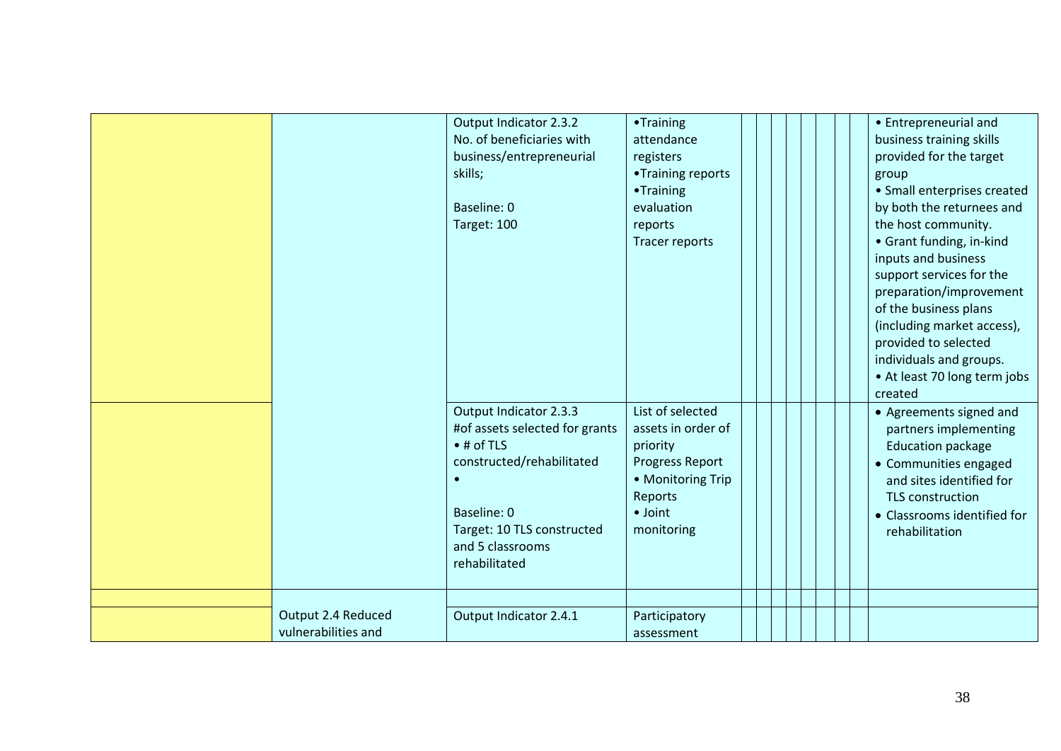| | | | | | | | | | | | | |
|---|---|---|---|---|---|---|---|---|---|---|---|---|
| | | Output Indicator 2.3.2<br>No. of beneficiaries with business/entrepreneurial skills;<br><br>Baseline: 0<br>Target: 100 | •Training attendance registers<br>•Training reports<br>•Training evaluation reports<br>Tracer reports | | | | | | | | | • Entrepreneurial and business training skills provided for the target group<br>• Small enterprises created by both the returnees and the host community.<br>• Grant funding, in-kind inputs and business support services for the preparation/improvement of the business plans (including market access), provided to selected individuals and groups.<br>• At least 70 long term jobs created |
| | | Output Indicator 2.3.3<br>#of assets selected for grants<br>• # of TLS constructed/rehabilitated<br>•<br><br>Baseline: 0<br>Target: 10 TLS constructed and 5 classrooms rehabilitated | List of selected assets in order of priority<br>Progress Report<br>• Monitoring Trip Reports<br>• Joint monitoring | | | | | | | | | • Agreements signed and partners implementing Education package<br>• Communities engaged and sites identified for TLS construction<br>• Classrooms identified for rehabilitation |
| | | | | | | | | | | | | |
| | Output 2.4 Reduced vulnerabilities and | Output Indicator 2.4.1 | Participatory assessment | | | | | | | | | |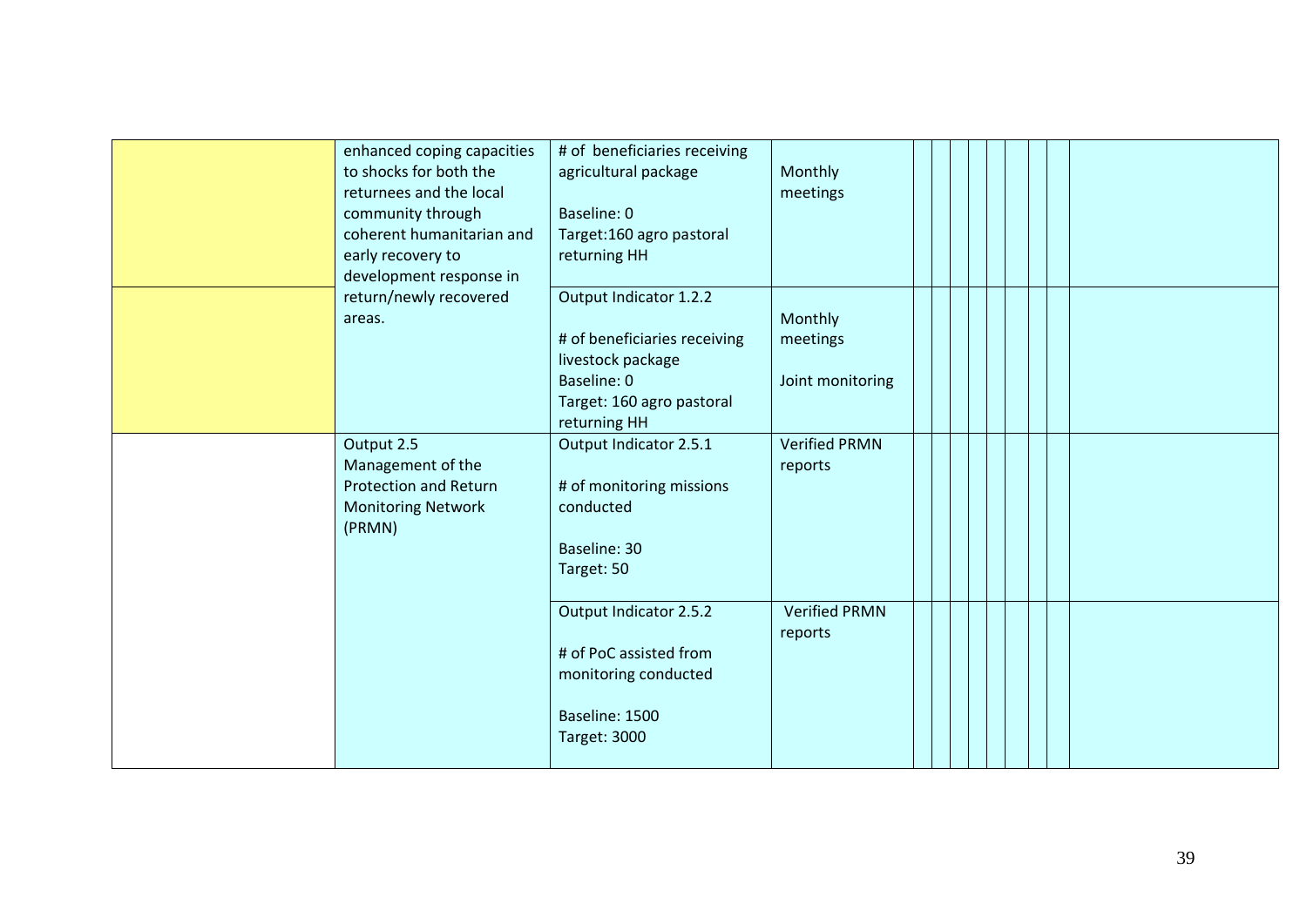| | | | | | | | | | | | | |
|---|---|---|---|---|---|---|---|---|---|---|---|---|
| | enhanced coping capacities to shocks for both the returnees and the local community through coherent humanitarian and early recovery to development response in return/newly recovered areas. | # of beneficiaries receiving agricultural package<br><br>Baseline: 0<br>Target:160 agro pastoral returning HH | Monthly meetings | | | | | | | | | |
| | | Output Indicator 1.2.2<br><br># of beneficiaries receiving livestock package<br>Baseline: 0<br>Target: 160 agro pastoral returning HH | Monthly meetings<br><br>Joint monitoring | | | | | | | | | |
| | Output 2.5<br>Management of the Protection and Return Monitoring Network (PRMN) | Output Indicator 2.5.1<br><br># of monitoring missions conducted<br><br>Baseline: 30<br>Target: 50 | Verified PRMN reports | | | | | | | | | |
| | | Output Indicator 2.5.2<br><br># of PoC assisted from monitoring conducted<br><br>Baseline: 1500<br>Target: 3000 | Verified PRMN reports | | | | | | | | | |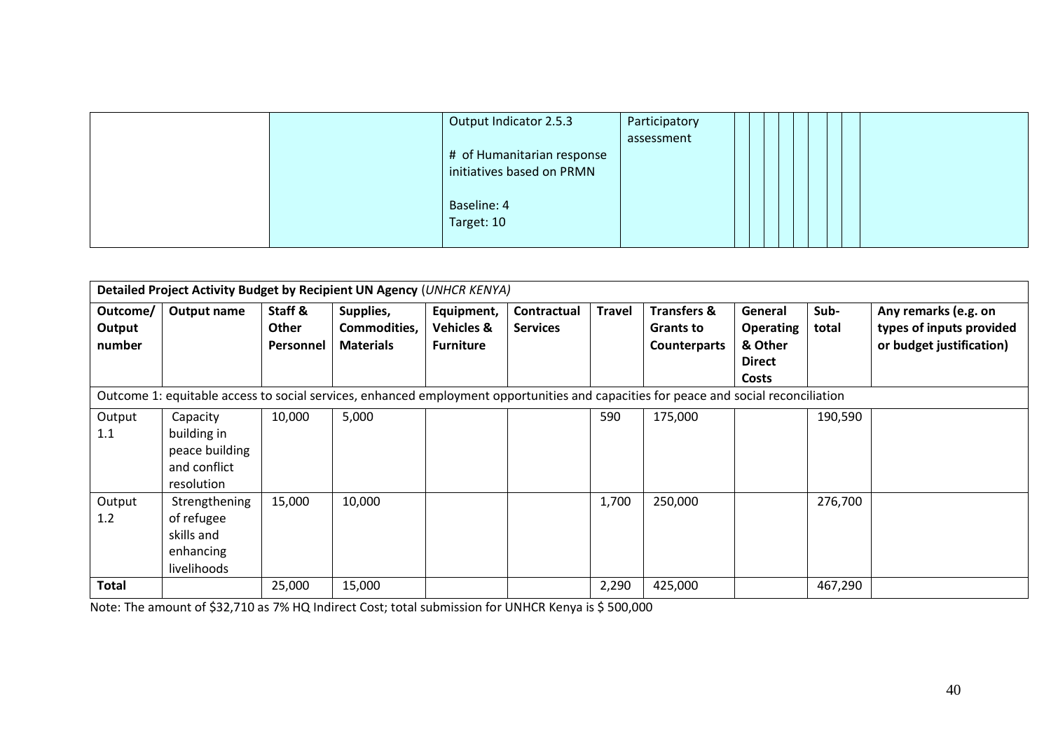|  |  | Output Indicator 2.5.3<br><br># of Humanitarian response initiatives based on PRMN<br><br>Baseline: 4<br>Target: 10 | Participatory assessment |  |  |  |  |  |  |  |  |  |
|---|---|---|---|---|---|---|---|---|---|---|---|---|

| **Detailed Project Activity Budget by Recipient UN Agency** (*UNHCR KENYA*) | | | | | | | | | | |
|---|---|---|---|---|---|---|---|---|---|---|
| **Outcome/ Output number** | **Output name** | **Staff & Other Personnel** | **Supplies, Commodities, Materials** | **Equipment, Vehicles & Furniture** | **Contractual Services** | **Travel** | **Transfers & Grants to Counterparts** | **General Operating & Other Direct Costs** | **Sub-total** | **Any remarks (e.g. on types of inputs provided or budget justification)** |
| Outcome 1: equitable access to social services, enhanced employment opportunities and capacities for peace and social reconciliation | | | | | | | | | | |
| Output 1.1 | Capacity building in peace building and conflict resolution | 10,000 | 5,000 | | | 590 | 175,000 | | 190,590 | |
| Output 1.2 | Strengthening of refugee skills and enhancing livelihoods | 15,000 | 10,000 | | | 1,700 | 250,000 | | 276,700 | |
| **Total** | | 25,000 | 15,000 | | | 2,290 | 425,000 | | 467,290 | |

Note: The amount of $32,710 as 7% HQ Indirect Cost; total submission for UNHCR Kenya is $ 500,000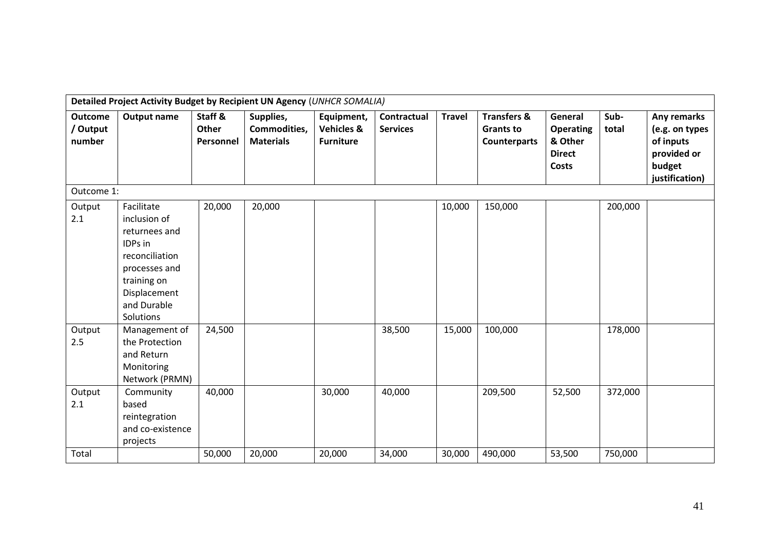| **Detailed Project Activity Budget by Recipient UN Agency** (*UNHCR SOMALIA*) | | | | | | | | | | |
|---|---|---|---|---|---|---|---|---|---|---|
| **Outcome / Output number** | **Output name** | **Staff & Other Personnel** | **Supplies, Commodities, Materials** | **Equipment, Vehicles & Furniture** | **Contractual Services** | **Travel** | **Transfers & Grants to Counterparts** | **General Operating & Other Direct Costs** | **Sub-total** | **Any remarks (e.g. on types of inputs provided or budget justification)** |
| Outcome 1: | | | | | | | | | | |
| Output 2.1 | Facilitate inclusion of returnees and IDPs in reconciliation processes and training on Displacement and Durable Solutions | 20,000 | 20,000 | | | 10,000 | 150,000 | | 200,000 | |
| Output 2.5 | Management of the Protection and Return Monitoring Network (PRMN) | 24,500 | | | 38,500 | 15,000 | 100,000 | | 178,000 | |
| Output 2.1 | Community based reintegration and co-existence projects | 40,000 | | 30,000 | 40,000 | | 209,500 | 52,500 | 372,000 | |
| Total | | 50,000 | 20,000 | 20,000 | 34,000 | 30,000 | 490,000 | 53,500 | 750,000 | |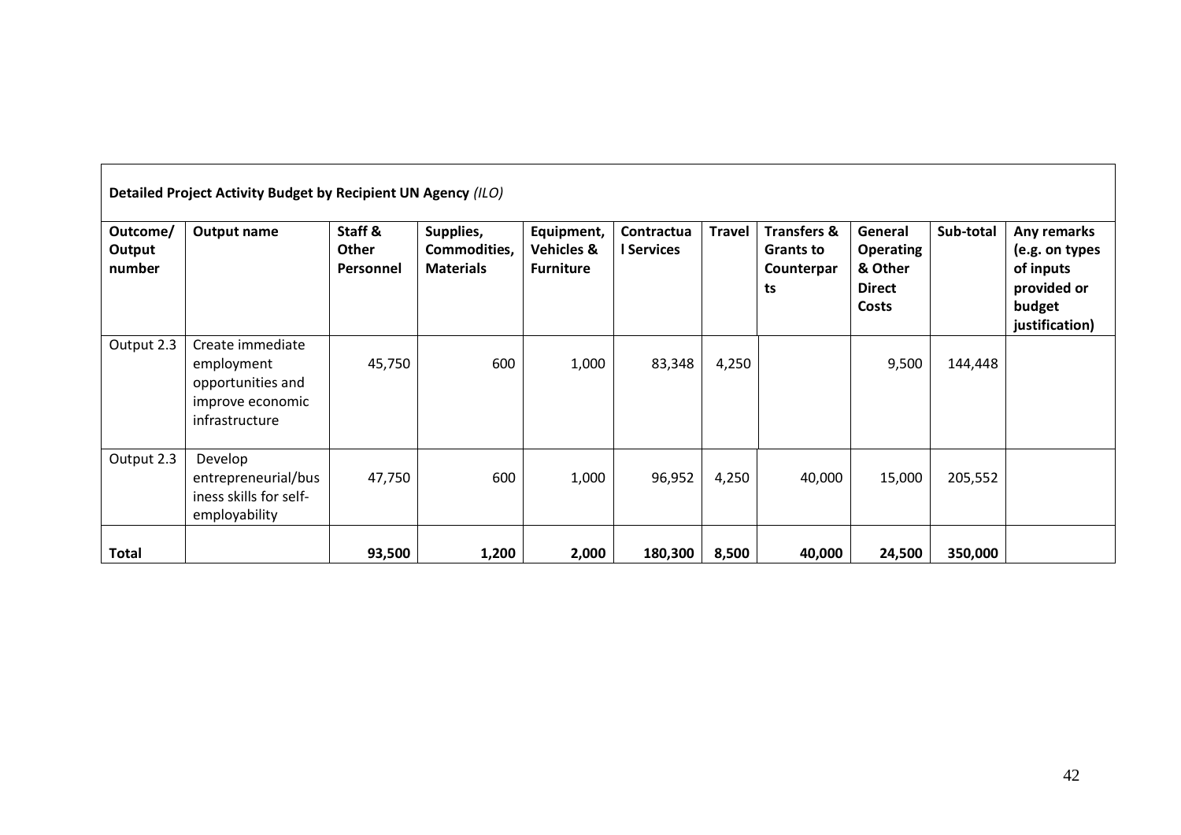**Detailed Project Activity Budget by Recipient UN Agency** *(ILO)*

| Outcome/ Output number | Output name | Staff & Other Personnel | Supplies, Commodities, Materials | Equipment, Vehicles & Furniture | Contractual Services | Travel | Transfers & Grants to Counterparts | General Operating & Other Direct Costs | Sub-total | Any remarks (e.g. on types of inputs provided or budget justification) |
|---|---|---|---|---|---|---|---|---|---|---|
| Output 2.3 | Create immediate employment opportunities and improve economic infrastructure | 45,750 | 600 | 1,000 | 83,348 | 4,250 | | 9,500 | 144,448 | |
| Output 2.3 | Develop entrepreneurial/business skills for self-employability | 47,750 | 600 | 1,000 | 96,952 | 4,250 | 40,000 | 15,000 | 205,552 | |
| **Total** | | **93,500** | **1,200** | **2,000** | **180,300** | **8,500** | **40,000** | **24,500** | **350,000** | |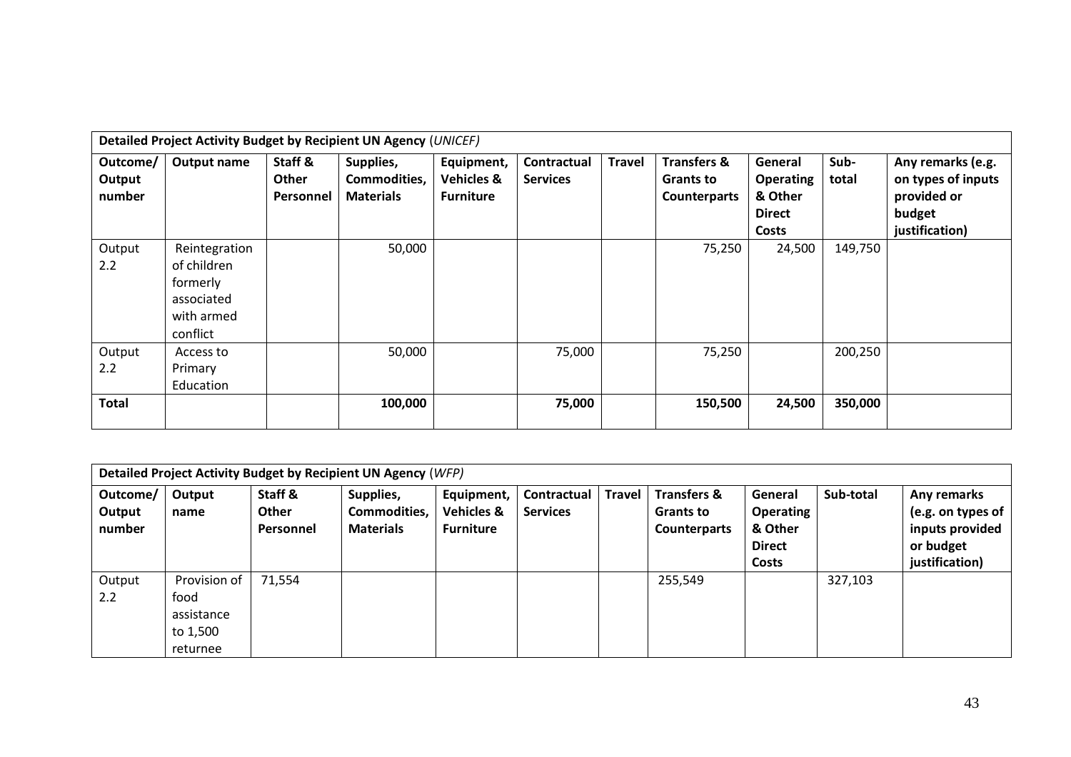| Detailed Project Activity Budget by Recipient UN Agency (*UNICEF*) | | | | | | | | | | |
|---|---|---|---|---|---|---|---|---|---|---|
| **Outcome/ Output number** | **Output name** | **Staff & Other Personnel** | **Supplies, Commodities, Materials** | **Equipment, Vehicles & Furniture** | **Contractual Services** | **Travel** | **Transfers & Grants to Counterparts** | **General Operating & Other Direct Costs** | **Sub-total** | **Any remarks (e.g. on types of inputs provided or budget justification)** |
| Output 2.2 | Reintegration of children formerly associated with armed conflict | | 50,000 | | | | 75,250 | 24,500 | 149,750 | |
| Output 2.2 | Access to Primary Education | | 50,000 | | 75,000 | | 75,250 | | 200,250 | |
| **Total** | | | **100,000** | | **75,000** | | **150,500** | **24,500** | **350,000** | |

| Detailed Project Activity Budget by Recipient UN Agency (*WFP*) | | | | | | | | | | |
|---|---|---|---|---|---|---|---|---|---|---|
| **Outcome/ Output number** | **Output name** | **Staff & Other Personnel** | **Supplies, Commodities, Materials** | **Equipment, Vehicles & Furniture** | **Contractual Services** | **Travel** | **Transfers & Grants to Counterparts** | **General Operating & Other Direct Costs** | **Sub-total** | **Any remarks (e.g. on types of inputs provided or budget justification)** |
| Output 2.2 | Provision of food assistance to 1,500 returnee | 71,554 | | | | | 255,549 | | 327,103 | |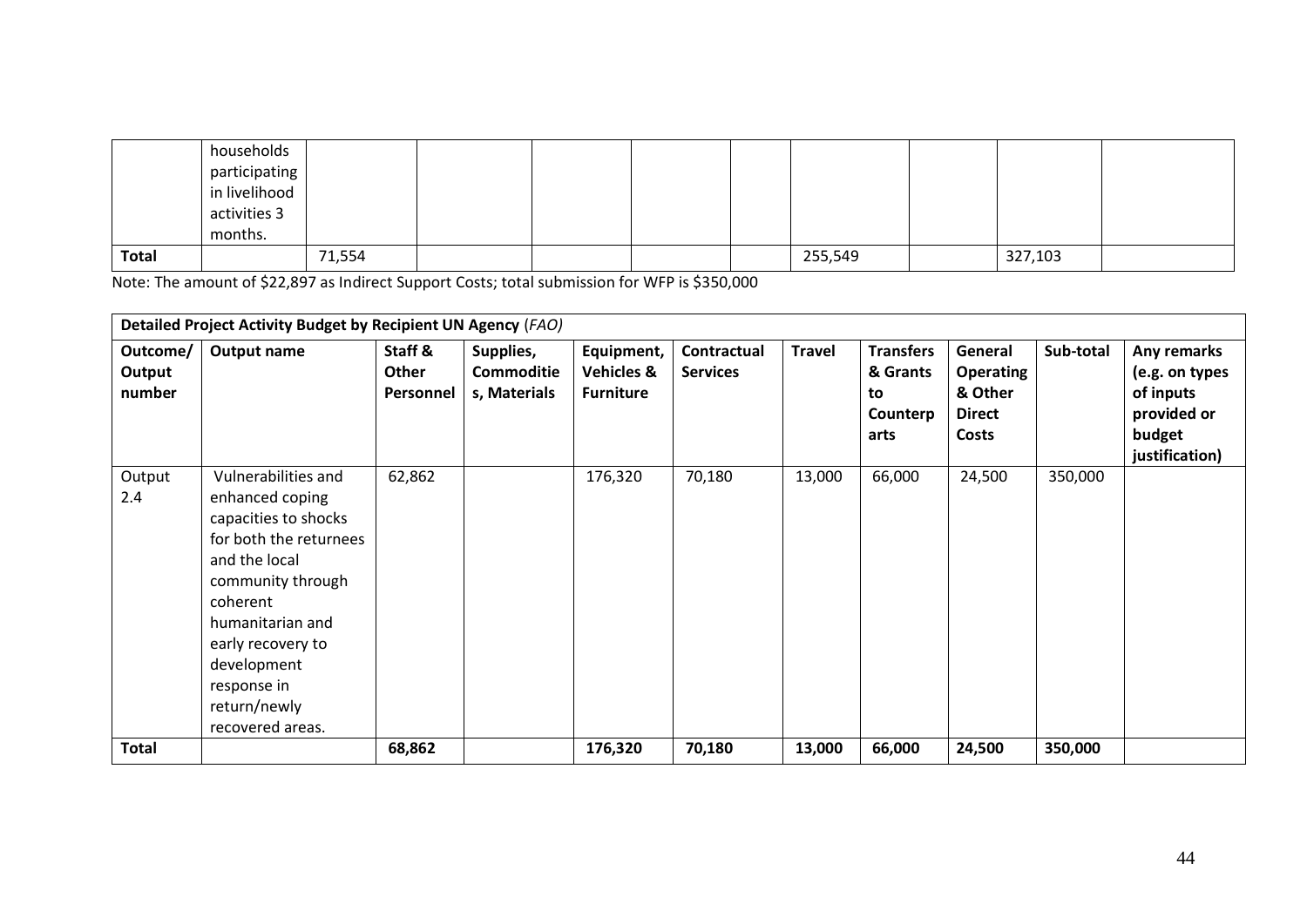| | households participating in livelihood activities 3 months. | | | | | | | | | |
|---|---|---|---|---|---|---|---|---|---|---|
| **Total** | | 71,554 | | | | | 255,549 | | 327,103 | |

Note: The amount of $22,897 as Indirect Support Costs; total submission for WFP is $350,000

| **Detailed Project Activity Budget by Recipient UN Agency** (*FAO*) | | | | | | | | | | |
|---|---|---|---|---|---|---|---|---|---|---|
| **Outcome/ Output number** | **Output name** | **Staff & Other Personnel** | **Supplies, Commodities, Materials** | **Equipment, Vehicles & Furniture** | **Contractual Services** | **Travel** | **Transfers & Grants to Counterparts** | **General Operating & Other Direct Costs** | **Sub-total** | **Any remarks (e.g. on types of inputs provided or budget justification)** |
| Output 2.4 | Vulnerabilities and enhanced coping capacities to shocks for both the returnees and the local community through coherent humanitarian and early recovery to development response in return/newly recovered areas. | 62,862 | | 176,320 | 70,180 | 13,000 | 66,000 | 24,500 | 350,000 | |
| **Total** | | **68,862** | | **176,320** | **70,180** | **13,000** | **66,000** | **24,500** | **350,000** | |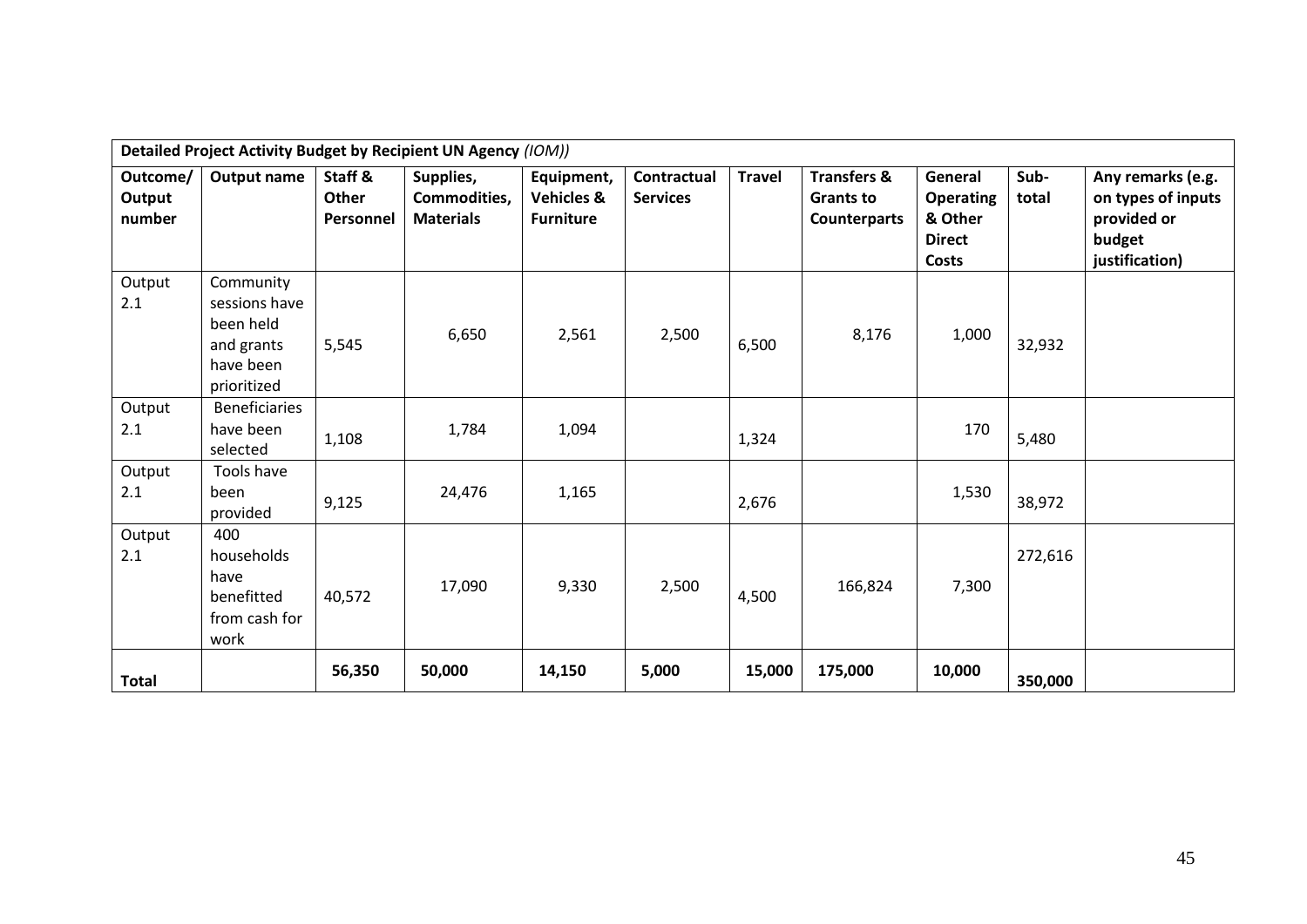| **Detailed Project Activity Budget by Recipient UN Agency** *(IOM))* | | | | | | | | | | |
|---|---|---|---|---|---|---|---|---|---|---|
| **Outcome/ Output number** | **Output name** | **Staff & Other Personnel** | **Supplies, Commodities, Materials** | **Equipment, Vehicles & Furniture** | **Contractual Services** | **Travel** | **Transfers & Grants to Counterparts** | **General Operating & Other Direct Costs** | **Sub-total** | **Any remarks (e.g. on types of inputs provided or budget justification)** |
| Output 2.1 | Community sessions have been held and grants have been prioritized | 5,545 | 6,650 | 2,561 | 2,500 | 6,500 | 8,176 | 1,000 | 32,932 | |
| Output 2.1 | Beneficiaries have been selected | 1,108 | 1,784 | 1,094 | | 1,324 | | 170 | 5,480 | |
| Output 2.1 | Tools have been provided | 9,125 | 24,476 | 1,165 | | 2,676 | | 1,530 | 38,972 | |
| Output 2.1 | 400 households have benefitted from cash for work | 40,572 | 17,090 | 9,330 | 2,500 | 4,500 | 166,824 | 7,300 | 272,616 | |
| **Total** | | **56,350** | **50,000** | **14,150** | **5,000** | **15,000** | **175,000** | **10,000** | **350,000** | |